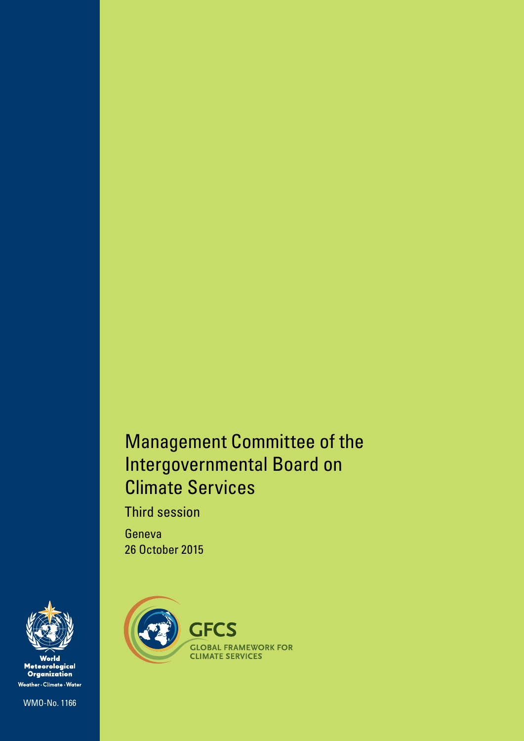# Management Committee of the Intergovernmental Board on Climate Services

## Third session

Geneva
26 October 2015

GFCS
GLOBAL FRAMEWORK FOR CLIMATE SERVICES

World Meteorological Organization
Weather · Climate · Water

WMO-No. 1166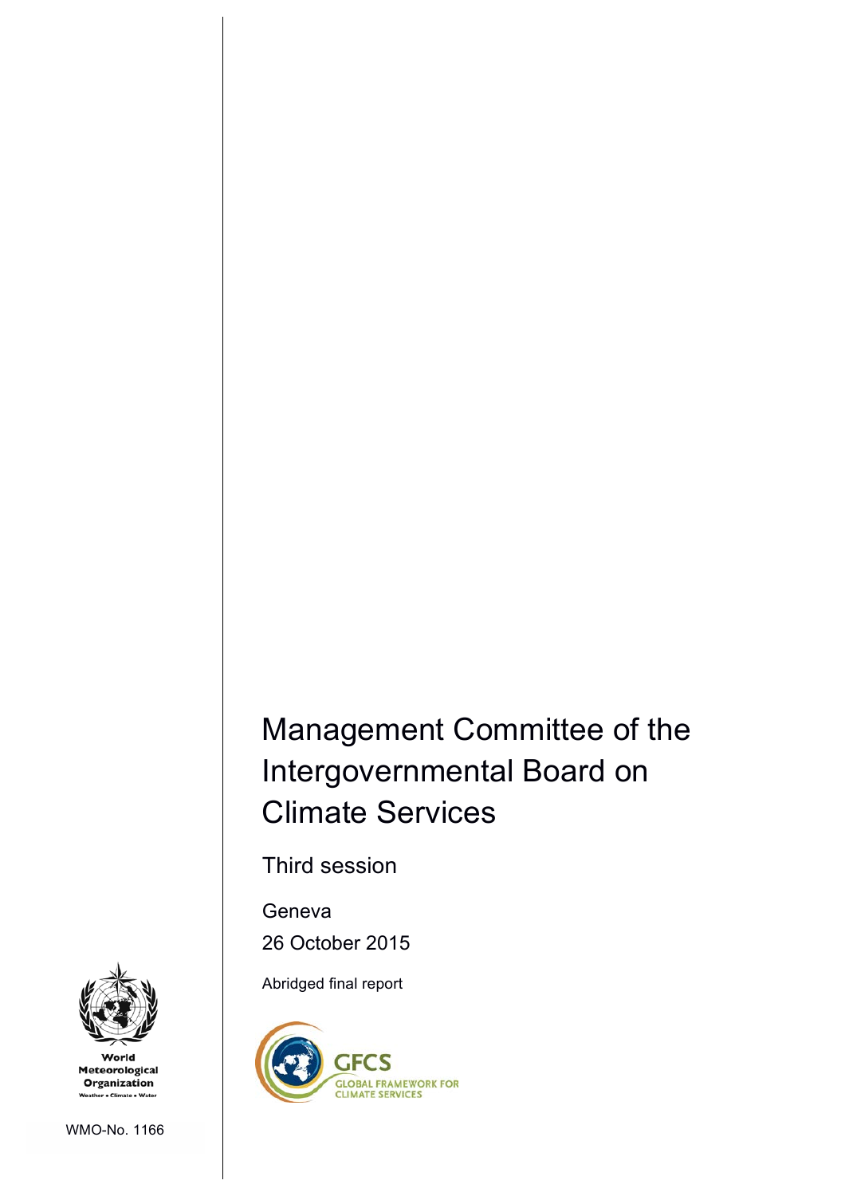# Management Committee of the Intergovernmental Board on Climate Services

Third session

Geneva

26 October 2015

Abridged final report

World Meteorological Organization

Weather • Climate • Water

GFCS

GLOBAL FRAMEWORK FOR CLIMATE SERVICES

WMO-No. 1166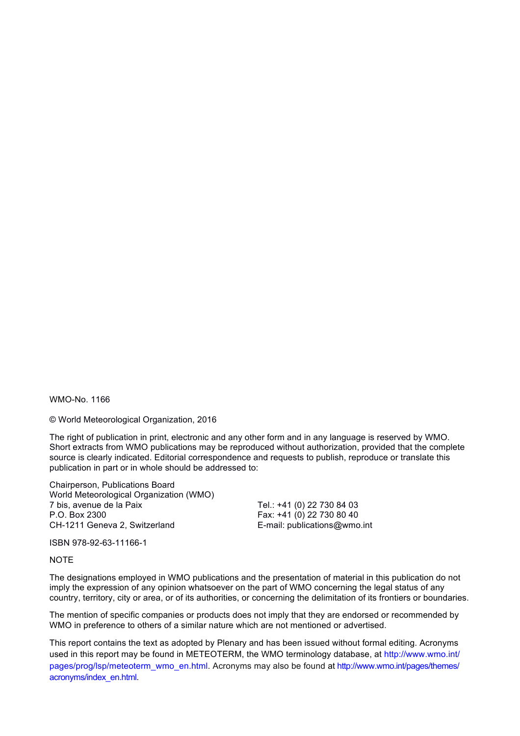WMO-No. 1166

© World Meteorological Organization, 2016

The right of publication in print, electronic and any other form and in any language is reserved by WMO. Short extracts from WMO publications may be reproduced without authorization, provided that the complete source is clearly indicated. Editorial correspondence and requests to publish, reproduce or translate this publication in part or in whole should be addressed to:

Chairperson, Publications Board
World Meteorological Organization (WMO)
7 bis, avenue de la Paix
P.O. Box 2300
CH-1211 Geneva 2, Switzerland

Tel.: +41 (0) 22 730 84 03
Fax: +41 (0) 22 730 80 40
E-mail: publications@wmo.int

ISBN 978-92-63-11166-1

NOTE

The designations employed in WMO publications and the presentation of material in this publication do not imply the expression of any opinion whatsoever on the part of WMO concerning the legal status of any country, territory, city or area, or of its authorities, or concerning the delimitation of its frontiers or boundaries.

The mention of specific companies or products does not imply that they are endorsed or recommended by WMO in preference to others of a similar nature which are not mentioned or advertised.

This report contains the text as adopted by Plenary and has been issued without formal editing. Acronyms used in this report may be found in METEOTERM, the WMO terminology database, at http://www.wmo.int/pages/prog/lsp/meteoterm_wmo_en.html. Acronyms may also be found at http://www.wmo.int/pages/themes/acronyms/index_en.html.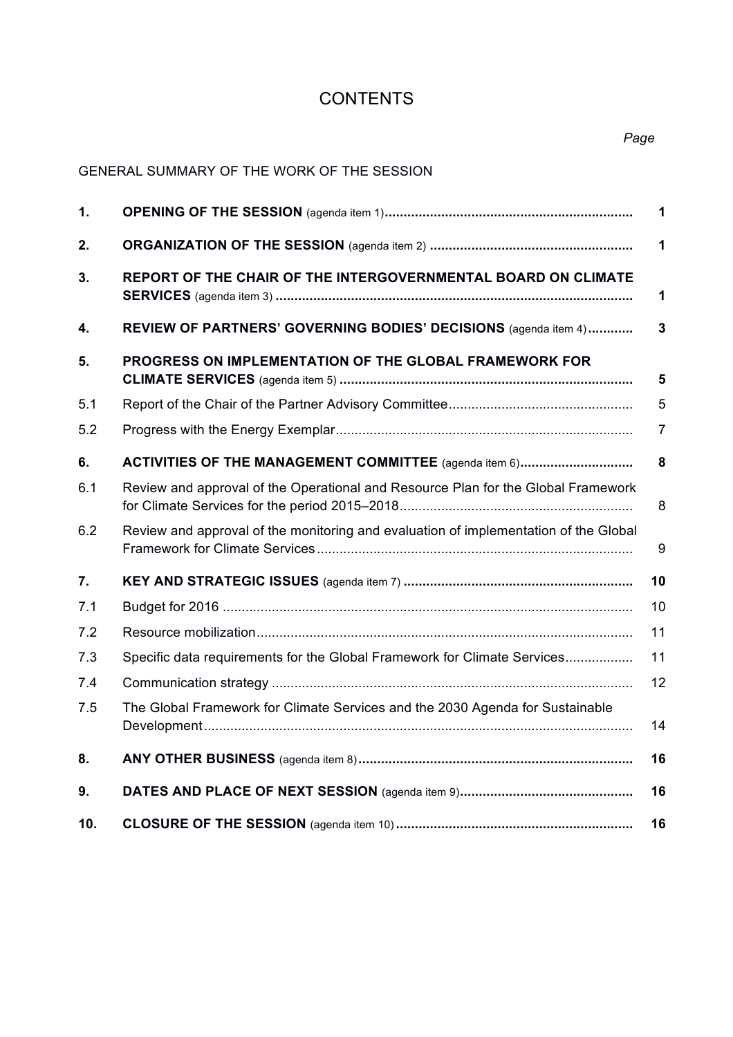# CONTENTS

| | | *Page* |
|---|---|---|
| GENERAL SUMMARY OF THE WORK OF THE SESSION | | |
| **1.** | **OPENING OF THE SESSION** (agenda item 1) | **1** |
| **2.** | **ORGANIZATION OF THE SESSION** (agenda item 2) | **1** |
| **3.** | **REPORT OF THE CHAIR OF THE INTERGOVERNMENTAL BOARD ON CLIMATE SERVICES** (agenda item 3) | **1** |
| **4.** | **REVIEW OF PARTNERS' GOVERNING BODIES' DECISIONS** (agenda item 4) | **3** |
| **5.** | **PROGRESS ON IMPLEMENTATION OF THE GLOBAL FRAMEWORK FOR CLIMATE SERVICES** (agenda item 5) | **5** |
| 5.1 | Report of the Chair of the Partner Advisory Committee | 5 |
| 5.2 | Progress with the Energy Exemplar | 7 |
| **6.** | **ACTIVITIES OF THE MANAGEMENT COMMITTEE** (agenda item 6) | **8** |
| 6.1 | Review and approval of the Operational and Resource Plan for the Global Framework for Climate Services for the period 2015–2018 | 8 |
| 6.2 | Review and approval of the monitoring and evaluation of implementation of the Global Framework for Climate Services | 9 |
| **7.** | **KEY AND STRATEGIC ISSUES** (agenda item 7) | **10** |
| 7.1 | Budget for 2016 | 10 |
| 7.2 | Resource mobilization | 11 |
| 7.3 | Specific data requirements for the Global Framework for Climate Services | 11 |
| 7.4 | Communication strategy | 12 |
| 7.5 | The Global Framework for Climate Services and the 2030 Agenda for Sustainable Development | 14 |
| **8.** | **ANY OTHER BUSINESS** (agenda item 8) | **16** |
| **9.** | **DATES AND PLACE OF NEXT SESSION** (agenda item 9) | **16** |
| **10.** | **CLOSURE OF THE SESSION** (agenda item 10) | **16** |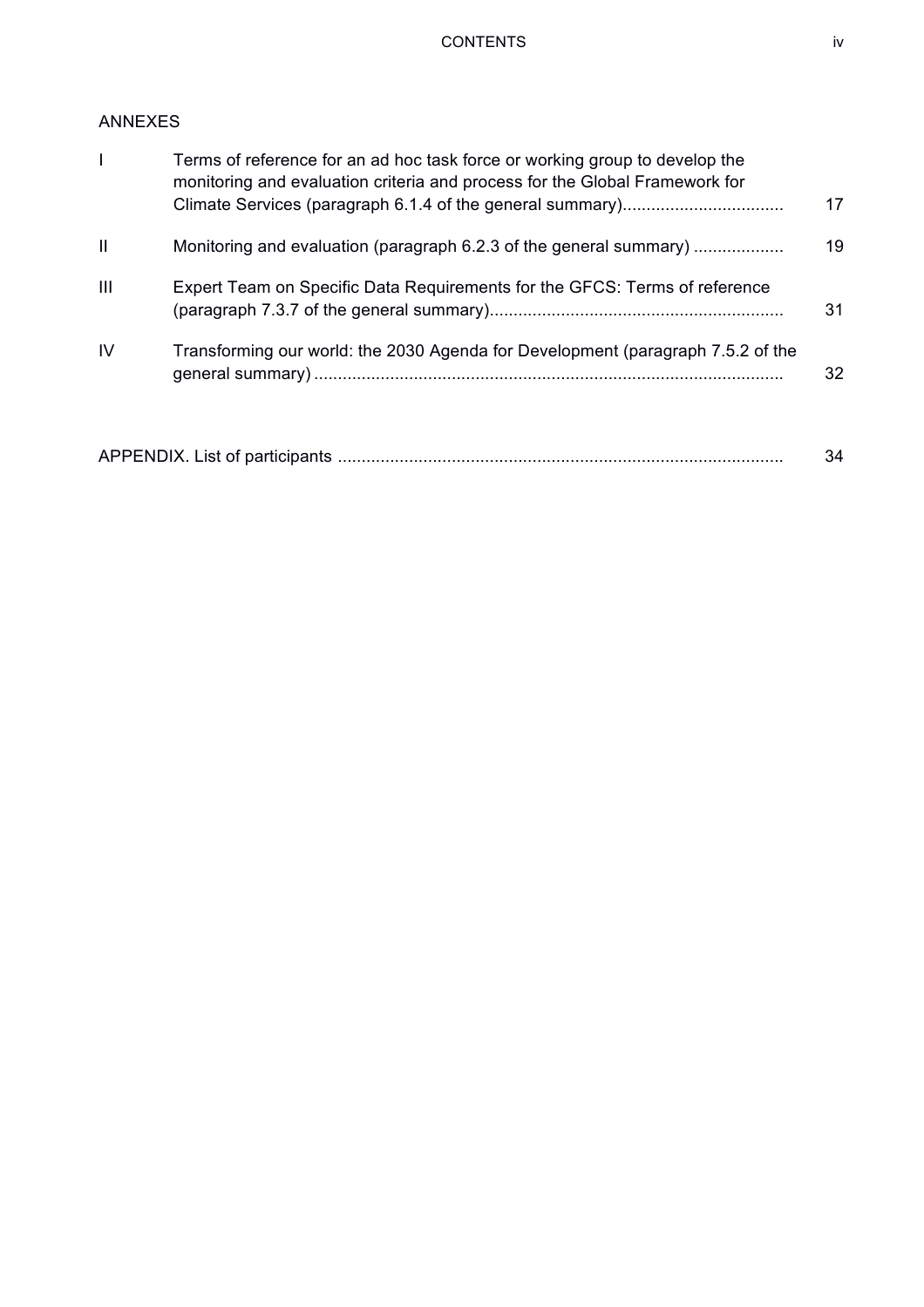ANNEXES

| | | |
|---|---|---|
| I | Terms of reference for an ad hoc task force or working group to develop the monitoring and evaluation criteria and process for the Global Framework for Climate Services (paragraph 6.1.4 of the general summary)................................. | 17 |
| II | Monitoring and evaluation (paragraph 6.2.3 of the general summary) .................. | 19 |
| III | Expert Team on Specific Data Requirements for the GFCS: Terms of reference (paragraph 7.3.7 of the general summary)............................................................. | 31 |
| IV | Transforming our world: the 2030 Agenda for Development (paragraph 7.5.2 of the general summary) .................................................................................................. | 32 |

APPENDIX. List of participants ............................................................................................ 34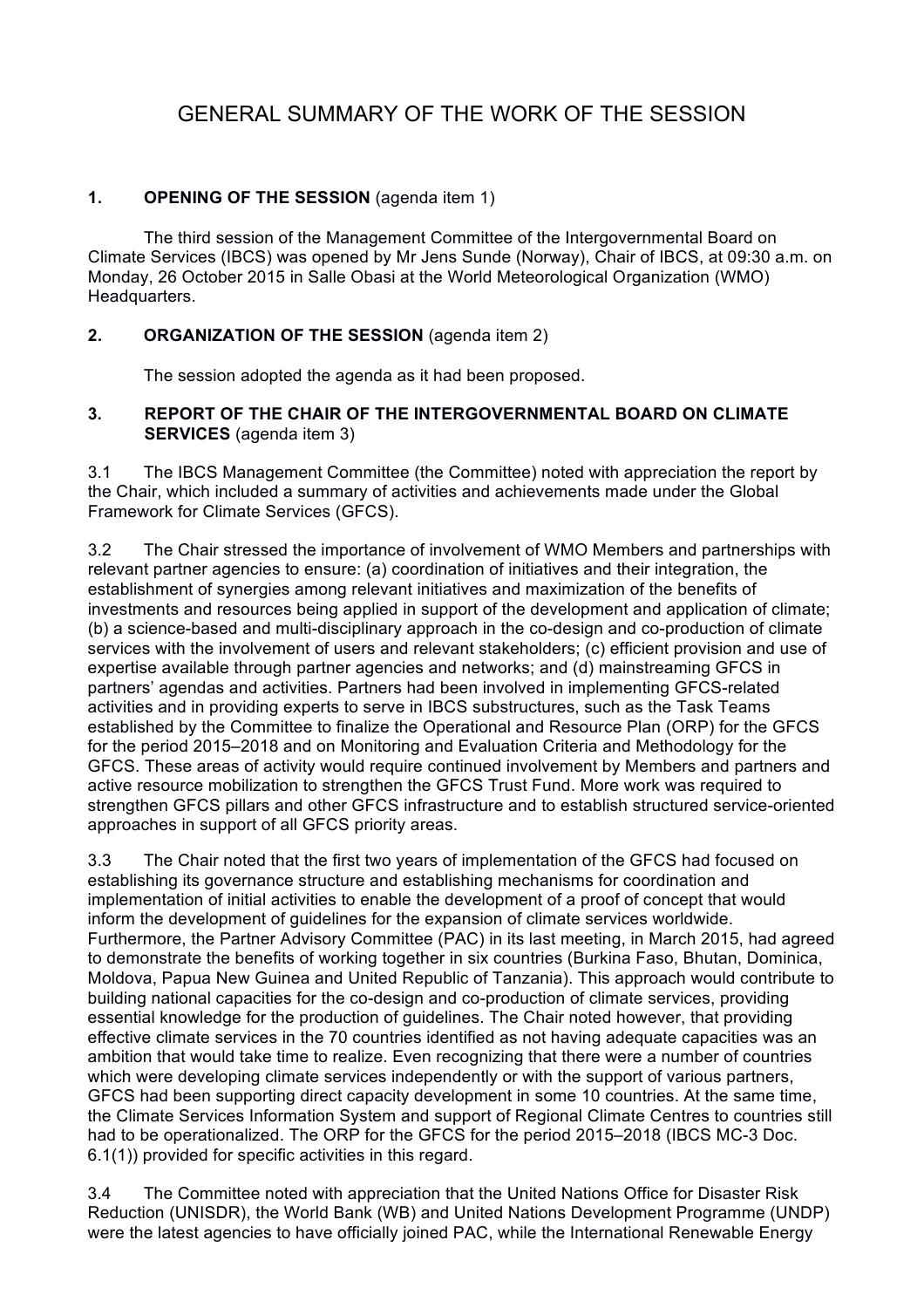# GENERAL SUMMARY OF THE WORK OF THE SESSION

## 1. OPENING OF THE SESSION (agenda item 1)

The third session of the Management Committee of the Intergovernmental Board on Climate Services (IBCS) was opened by Mr Jens Sunde (Norway), Chair of IBCS, at 09:30 a.m. on Monday, 26 October 2015 in Salle Obasi at the World Meteorological Organization (WMO) Headquarters.

## 2. ORGANIZATION OF THE SESSION (agenda item 2)

The session adopted the agenda as it had been proposed.

## 3. REPORT OF THE CHAIR OF THE INTERGOVERNMENTAL BOARD ON CLIMATE SERVICES (agenda item 3)

3.1 The IBCS Management Committee (the Committee) noted with appreciation the report by the Chair, which included a summary of activities and achievements made under the Global Framework for Climate Services (GFCS).

3.2 The Chair stressed the importance of involvement of WMO Members and partnerships with relevant partner agencies to ensure: (a) coordination of initiatives and their integration, the establishment of synergies among relevant initiatives and maximization of the benefits of investments and resources being applied in support of the development and application of climate; (b) a science-based and multi-disciplinary approach in the co-design and co-production of climate services with the involvement of users and relevant stakeholders; (c) efficient provision and use of expertise available through partner agencies and networks; and (d) mainstreaming GFCS in partners' agendas and activities. Partners had been involved in implementing GFCS-related activities and in providing experts to serve in IBCS substructures, such as the Task Teams established by the Committee to finalize the Operational and Resource Plan (ORP) for the GFCS for the period 2015–2018 and on Monitoring and Evaluation Criteria and Methodology for the GFCS. These areas of activity would require continued involvement by Members and partners and active resource mobilization to strengthen the GFCS Trust Fund. More work was required to strengthen GFCS pillars and other GFCS infrastructure and to establish structured service-oriented approaches in support of all GFCS priority areas.

3.3 The Chair noted that the first two years of implementation of the GFCS had focused on establishing its governance structure and establishing mechanisms for coordination and implementation of initial activities to enable the development of a proof of concept that would inform the development of guidelines for the expansion of climate services worldwide. Furthermore, the Partner Advisory Committee (PAC) in its last meeting, in March 2015, had agreed to demonstrate the benefits of working together in six countries (Burkina Faso, Bhutan, Dominica, Moldova, Papua New Guinea and United Republic of Tanzania). This approach would contribute to building national capacities for the co-design and co-production of climate services, providing essential knowledge for the production of guidelines. The Chair noted however, that providing effective climate services in the 70 countries identified as not having adequate capacities was an ambition that would take time to realize. Even recognizing that there were a number of countries which were developing climate services independently or with the support of various partners, GFCS had been supporting direct capacity development in some 10 countries. At the same time, the Climate Services Information System and support of Regional Climate Centres to countries still had to be operationalized. The ORP for the GFCS for the period 2015–2018 (IBCS MC-3 Doc. 6.1(1)) provided for specific activities in this regard.

3.4 The Committee noted with appreciation that the United Nations Office for Disaster Risk Reduction (UNISDR), the World Bank (WB) and United Nations Development Programme (UNDP) were the latest agencies to have officially joined PAC, while the International Renewable Energy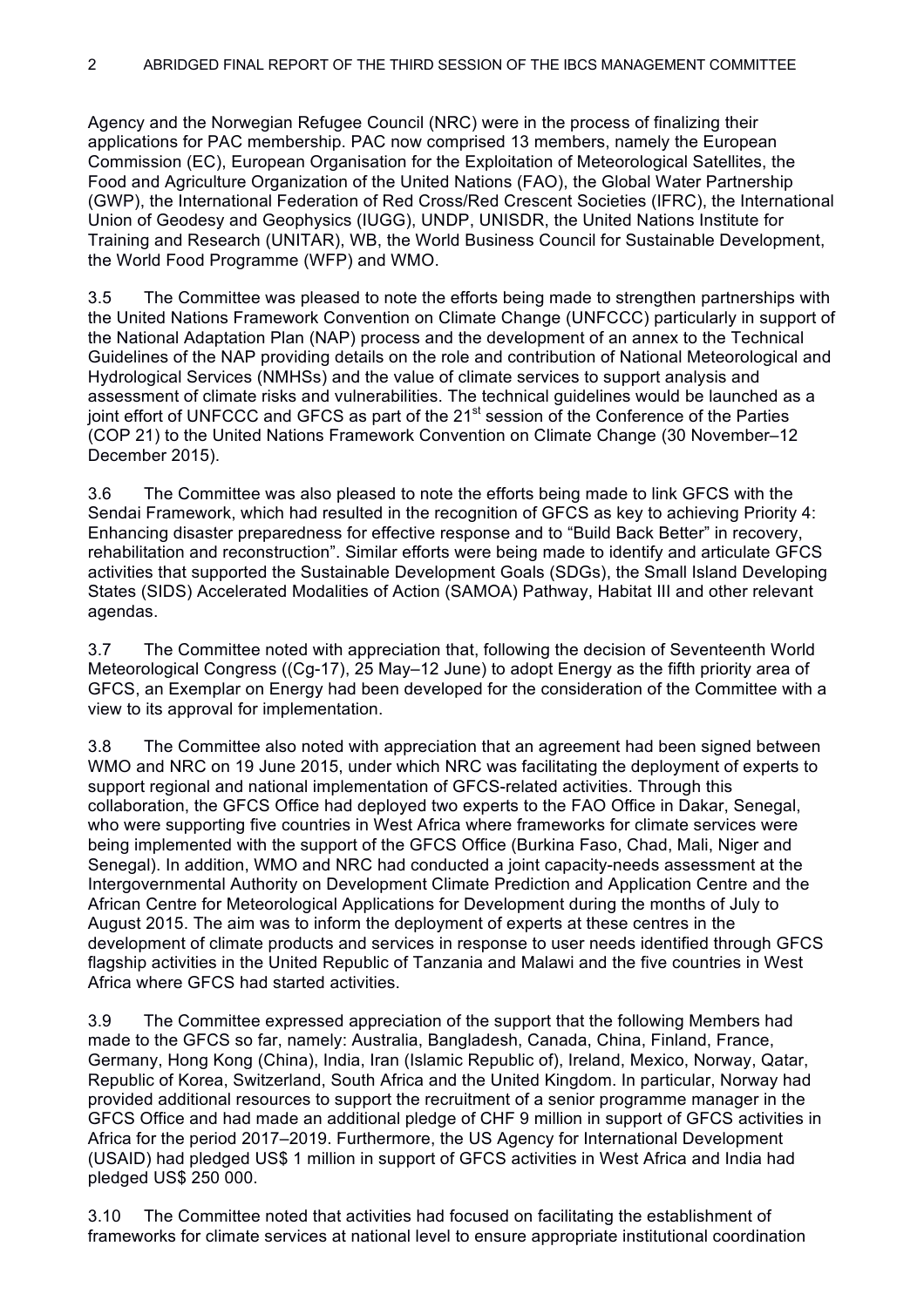Agency and the Norwegian Refugee Council (NRC) were in the process of finalizing their applications for PAC membership. PAC now comprised 13 members, namely the European Commission (EC), European Organisation for the Exploitation of Meteorological Satellites, the Food and Agriculture Organization of the United Nations (FAO), the Global Water Partnership (GWP), the International Federation of Red Cross/Red Crescent Societies (IFRC), the International Union of Geodesy and Geophysics (IUGG), UNDP, UNISDR, the United Nations Institute for Training and Research (UNITAR), WB, the World Business Council for Sustainable Development, the World Food Programme (WFP) and WMO.

3.5 The Committee was pleased to note the efforts being made to strengthen partnerships with the United Nations Framework Convention on Climate Change (UNFCCC) particularly in support of the National Adaptation Plan (NAP) process and the development of an annex to the Technical Guidelines of the NAP providing details on the role and contribution of National Meteorological and Hydrological Services (NMHSs) and the value of climate services to support analysis and assessment of climate risks and vulnerabilities. The technical guidelines would be launched as a joint effort of UNFCCC and GFCS as part of the 21st session of the Conference of the Parties (COP 21) to the United Nations Framework Convention on Climate Change (30 November–12 December 2015).

3.6 The Committee was also pleased to note the efforts being made to link GFCS with the Sendai Framework, which had resulted in the recognition of GFCS as key to achieving Priority 4: Enhancing disaster preparedness for effective response and to "Build Back Better" in recovery, rehabilitation and reconstruction". Similar efforts were being made to identify and articulate GFCS activities that supported the Sustainable Development Goals (SDGs), the Small Island Developing States (SIDS) Accelerated Modalities of Action (SAMOA) Pathway, Habitat III and other relevant agendas.

3.7 The Committee noted with appreciation that, following the decision of Seventeenth World Meteorological Congress ((Cg-17), 25 May–12 June) to adopt Energy as the fifth priority area of GFCS, an Exemplar on Energy had been developed for the consideration of the Committee with a view to its approval for implementation.

3.8 The Committee also noted with appreciation that an agreement had been signed between WMO and NRC on 19 June 2015, under which NRC was facilitating the deployment of experts to support regional and national implementation of GFCS-related activities. Through this collaboration, the GFCS Office had deployed two experts to the FAO Office in Dakar, Senegal, who were supporting five countries in West Africa where frameworks for climate services were being implemented with the support of the GFCS Office (Burkina Faso, Chad, Mali, Niger and Senegal). In addition, WMO and NRC had conducted a joint capacity-needs assessment at the Intergovernmental Authority on Development Climate Prediction and Application Centre and the African Centre for Meteorological Applications for Development during the months of July to August 2015. The aim was to inform the deployment of experts at these centres in the development of climate products and services in response to user needs identified through GFCS flagship activities in the United Republic of Tanzania and Malawi and the five countries in West Africa where GFCS had started activities.

3.9 The Committee expressed appreciation of the support that the following Members had made to the GFCS so far, namely: Australia, Bangladesh, Canada, China, Finland, France, Germany, Hong Kong (China), India, Iran (Islamic Republic of), Ireland, Mexico, Norway, Qatar, Republic of Korea, Switzerland, South Africa and the United Kingdom. In particular, Norway had provided additional resources to support the recruitment of a senior programme manager in the GFCS Office and had made an additional pledge of CHF 9 million in support of GFCS activities in Africa for the period 2017–2019. Furthermore, the US Agency for International Development (USAID) had pledged US$ 1 million in support of GFCS activities in West Africa and India had pledged US$ 250 000.

3.10 The Committee noted that activities had focused on facilitating the establishment of frameworks for climate services at national level to ensure appropriate institutional coordination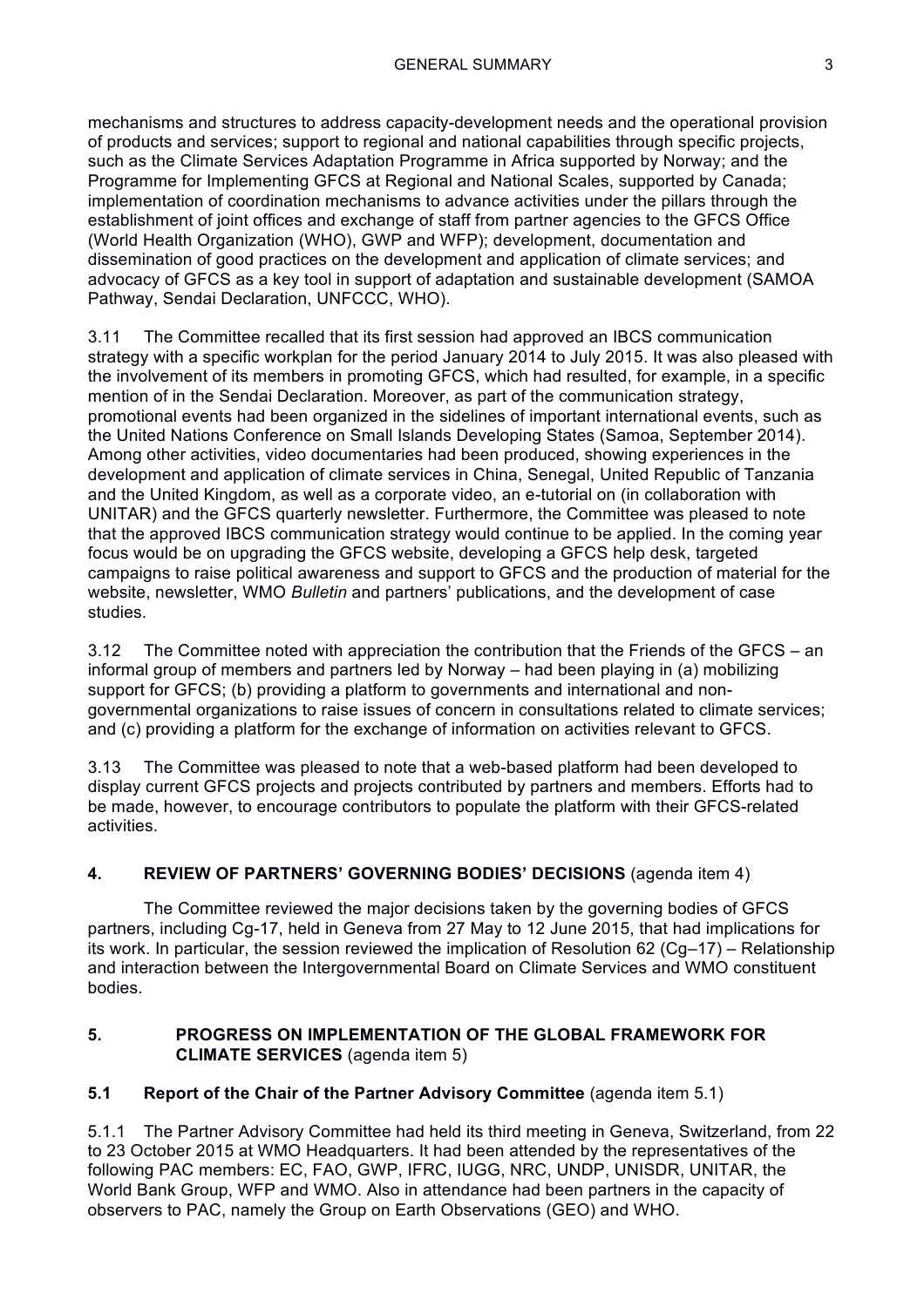mechanisms and structures to address capacity-development needs and the operational provision of products and services; support to regional and national capabilities through specific projects, such as the Climate Services Adaptation Programme in Africa supported by Norway; and the Programme for Implementing GFCS at Regional and National Scales, supported by Canada; implementation of coordination mechanisms to advance activities under the pillars through the establishment of joint offices and exchange of staff from partner agencies to the GFCS Office (World Health Organization (WHO), GWP and WFP); development, documentation and dissemination of good practices on the development and application of climate services; and advocacy of GFCS as a key tool in support of adaptation and sustainable development (SAMOA Pathway, Sendai Declaration, UNFCCC, WHO).

3.11 The Committee recalled that its first session had approved an IBCS communication strategy with a specific workplan for the period January 2014 to July 2015. It was also pleased with the involvement of its members in promoting GFCS, which had resulted, for example, in a specific mention of in the Sendai Declaration. Moreover, as part of the communication strategy, promotional events had been organized in the sidelines of important international events, such as the United Nations Conference on Small Islands Developing States (Samoa, September 2014). Among other activities, video documentaries had been produced, showing experiences in the development and application of climate services in China, Senegal, United Republic of Tanzania and the United Kingdom, as well as a corporate video, an e-tutorial on (in collaboration with UNITAR) and the GFCS quarterly newsletter. Furthermore, the Committee was pleased to note that the approved IBCS communication strategy would continue to be applied. In the coming year focus would be on upgrading the GFCS website, developing a GFCS help desk, targeted campaigns to raise political awareness and support to GFCS and the production of material for the website, newsletter, WMO *Bulletin* and partners' publications, and the development of case studies.

3.12 The Committee noted with appreciation the contribution that the Friends of the GFCS – an informal group of members and partners led by Norway – had been playing in (a) mobilizing support for GFCS; (b) providing a platform to governments and international and non-governmental organizations to raise issues of concern in consultations related to climate services; and (c) providing a platform for the exchange of information on activities relevant to GFCS.

3.13 The Committee was pleased to note that a web-based platform had been developed to display current GFCS projects and projects contributed by partners and members. Efforts had to be made, however, to encourage contributors to populate the platform with their GFCS-related activities.

## 4. REVIEW OF PARTNERS' GOVERNING BODIES' DECISIONS (agenda item 4)

The Committee reviewed the major decisions taken by the governing bodies of GFCS partners, including Cg-17, held in Geneva from 27 May to 12 June 2015, that had implications for its work. In particular, the session reviewed the implication of Resolution 62 (Cg–17) – Relationship and interaction between the Intergovernmental Board on Climate Services and WMO constituent bodies.

## 5. PROGRESS ON IMPLEMENTATION OF THE GLOBAL FRAMEWORK FOR CLIMATE SERVICES (agenda item 5)

### 5.1 Report of the Chair of the Partner Advisory Committee (agenda item 5.1)

5.1.1 The Partner Advisory Committee had held its third meeting in Geneva, Switzerland, from 22 to 23 October 2015 at WMO Headquarters. It had been attended by the representatives of the following PAC members: EC, FAO, GWP, IFRC, IUGG, NRC, UNDP, UNISDR, UNITAR, the World Bank Group, WFP and WMO. Also in attendance had been partners in the capacity of observers to PAC, namely the Group on Earth Observations (GEO) and WHO.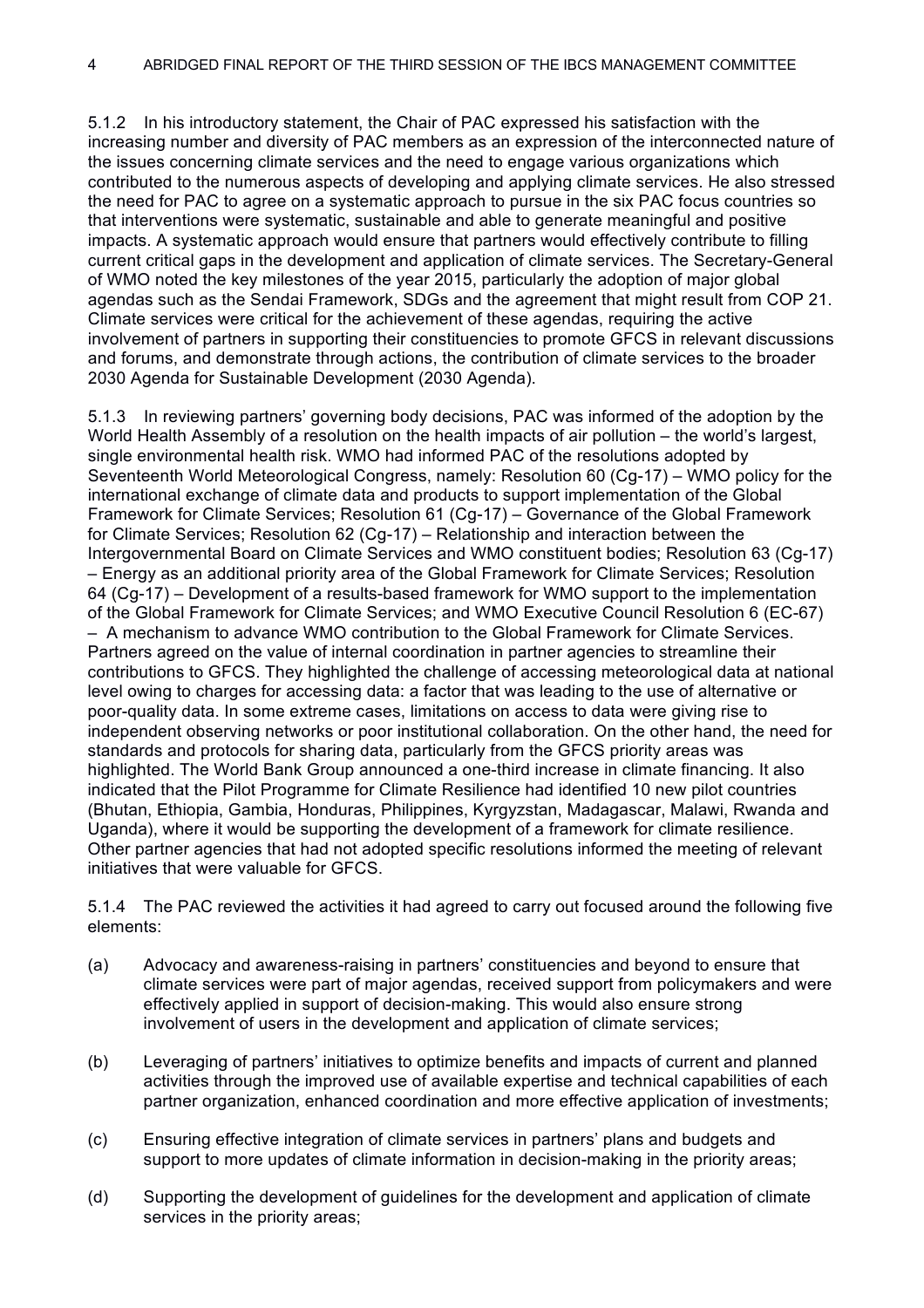5.1.2 In his introductory statement, the Chair of PAC expressed his satisfaction with the increasing number and diversity of PAC members as an expression of the interconnected nature of the issues concerning climate services and the need to engage various organizations which contributed to the numerous aspects of developing and applying climate services. He also stressed the need for PAC to agree on a systematic approach to pursue in the six PAC focus countries so that interventions were systematic, sustainable and able to generate meaningful and positive impacts. A systematic approach would ensure that partners would effectively contribute to filling current critical gaps in the development and application of climate services. The Secretary-General of WMO noted the key milestones of the year 2015, particularly the adoption of major global agendas such as the Sendai Framework, SDGs and the agreement that might result from COP 21. Climate services were critical for the achievement of these agendas, requiring the active involvement of partners in supporting their constituencies to promote GFCS in relevant discussions and forums, and demonstrate through actions, the contribution of climate services to the broader 2030 Agenda for Sustainable Development (2030 Agenda).

5.1.3 In reviewing partners' governing body decisions, PAC was informed of the adoption by the World Health Assembly of a resolution on the health impacts of air pollution – the world's largest, single environmental health risk. WMO had informed PAC of the resolutions adopted by Seventeenth World Meteorological Congress, namely: Resolution 60 (Cg-17) – WMO policy for the international exchange of climate data and products to support implementation of the Global Framework for Climate Services; Resolution 61 (Cg-17) – Governance of the Global Framework for Climate Services; Resolution 62 (Cg-17) – Relationship and interaction between the Intergovernmental Board on Climate Services and WMO constituent bodies; Resolution 63 (Cg-17) – Energy as an additional priority area of the Global Framework for Climate Services; Resolution 64 (Cg-17) – Development of a results-based framework for WMO support to the implementation of the Global Framework for Climate Services; and WMO Executive Council Resolution 6 (EC-67) – A mechanism to advance WMO contribution to the Global Framework for Climate Services. Partners agreed on the value of internal coordination in partner agencies to streamline their contributions to GFCS. They highlighted the challenge of accessing meteorological data at national level owing to charges for accessing data: a factor that was leading to the use of alternative or poor-quality data. In some extreme cases, limitations on access to data were giving rise to independent observing networks or poor institutional collaboration. On the other hand, the need for standards and protocols for sharing data, particularly from the GFCS priority areas was highlighted. The World Bank Group announced a one-third increase in climate financing. It also indicated that the Pilot Programme for Climate Resilience had identified 10 new pilot countries (Bhutan, Ethiopia, Gambia, Honduras, Philippines, Kyrgyzstan, Madagascar, Malawi, Rwanda and Uganda), where it would be supporting the development of a framework for climate resilience. Other partner agencies that had not adopted specific resolutions informed the meeting of relevant initiatives that were valuable for GFCS.

5.1.4 The PAC reviewed the activities it had agreed to carry out focused around the following five elements:

(a) Advocacy and awareness-raising in partners' constituencies and beyond to ensure that climate services were part of major agendas, received support from policymakers and were effectively applied in support of decision-making. This would also ensure strong involvement of users in the development and application of climate services;

(b) Leveraging of partners' initiatives to optimize benefits and impacts of current and planned activities through the improved use of available expertise and technical capabilities of each partner organization, enhanced coordination and more effective application of investments;

(c) Ensuring effective integration of climate services in partners' plans and budgets and support to more updates of climate information in decision-making in the priority areas;

(d) Supporting the development of guidelines for the development and application of climate services in the priority areas;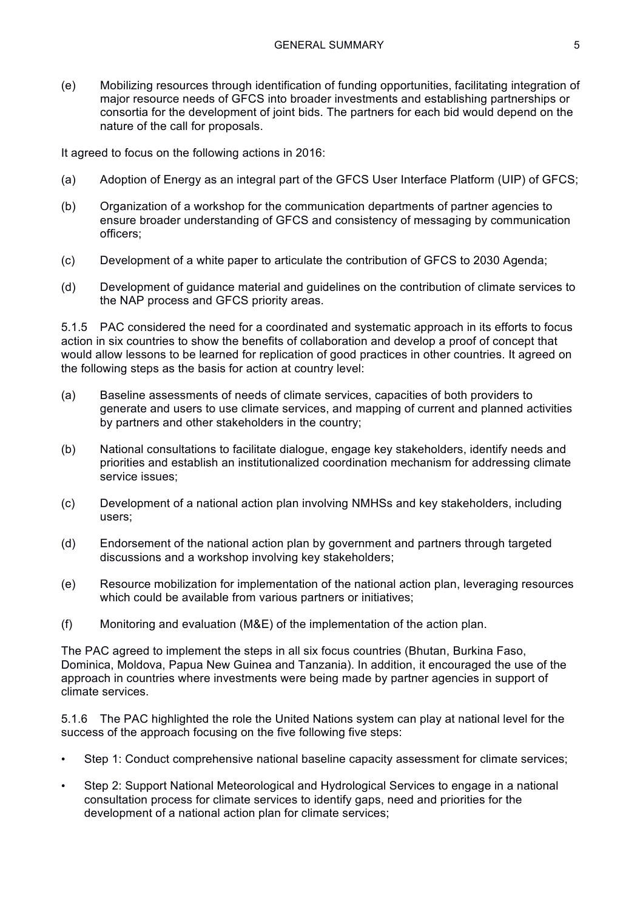(e) Mobilizing resources through identification of funding opportunities, facilitating integration of major resource needs of GFCS into broader investments and establishing partnerships or consortia for the development of joint bids. The partners for each bid would depend on the nature of the call for proposals.

It agreed to focus on the following actions in 2016:

(a) Adoption of Energy as an integral part of the GFCS User Interface Platform (UIP) of GFCS;

(b) Organization of a workshop for the communication departments of partner agencies to ensure broader understanding of GFCS and consistency of messaging by communication officers;

(c) Development of a white paper to articulate the contribution of GFCS to 2030 Agenda;

(d) Development of guidance material and guidelines on the contribution of climate services to the NAP process and GFCS priority areas.

5.1.5 PAC considered the need for a coordinated and systematic approach in its efforts to focus action in six countries to show the benefits of collaboration and develop a proof of concept that would allow lessons to be learned for replication of good practices in other countries. It agreed on the following steps as the basis for action at country level:

(a) Baseline assessments of needs of climate services, capacities of both providers to generate and users to use climate services, and mapping of current and planned activities by partners and other stakeholders in the country;

(b) National consultations to facilitate dialogue, engage key stakeholders, identify needs and priorities and establish an institutionalized coordination mechanism for addressing climate service issues;

(c) Development of a national action plan involving NMHSs and key stakeholders, including users;

(d) Endorsement of the national action plan by government and partners through targeted discussions and a workshop involving key stakeholders;

(e) Resource mobilization for implementation of the national action plan, leveraging resources which could be available from various partners or initiatives;

(f) Monitoring and evaluation (M&E) of the implementation of the action plan.

The PAC agreed to implement the steps in all six focus countries (Bhutan, Burkina Faso, Dominica, Moldova, Papua New Guinea and Tanzania). In addition, it encouraged the use of the approach in countries where investments were being made by partner agencies in support of climate services.

5.1.6 The PAC highlighted the role the United Nations system can play at national level for the success of the approach focusing on the five following five steps:

- Step 1: Conduct comprehensive national baseline capacity assessment for climate services;
- Step 2: Support National Meteorological and Hydrological Services to engage in a national consultation process for climate services to identify gaps, need and priorities for the development of a national action plan for climate services;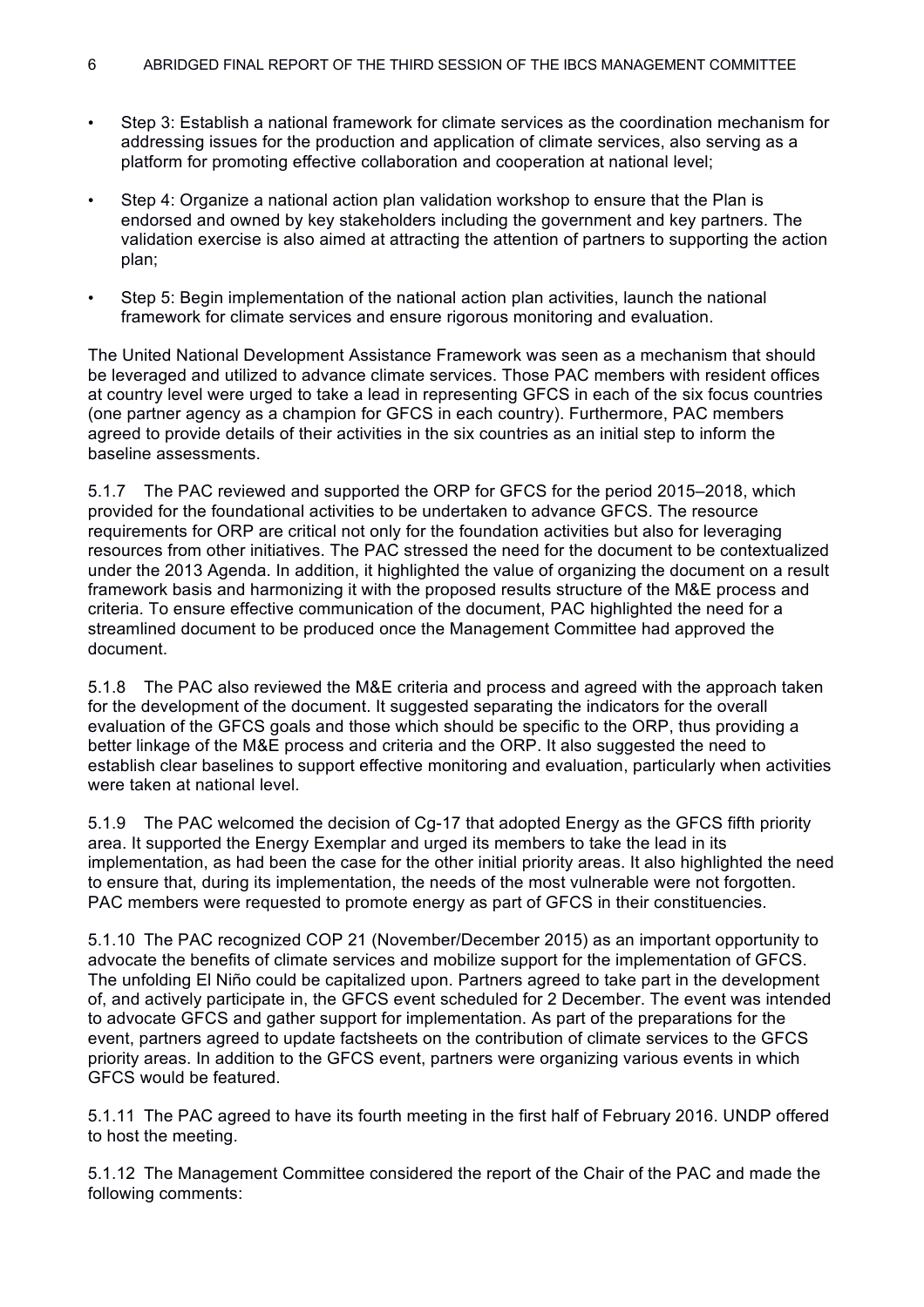- Step 3: Establish a national framework for climate services as the coordination mechanism for addressing issues for the production and application of climate services, also serving as a platform for promoting effective collaboration and cooperation at national level;
- Step 4: Organize a national action plan validation workshop to ensure that the Plan is endorsed and owned by key stakeholders including the government and key partners. The validation exercise is also aimed at attracting the attention of partners to supporting the action plan;
- Step 5: Begin implementation of the national action plan activities, launch the national framework for climate services and ensure rigorous monitoring and evaluation.

The United National Development Assistance Framework was seen as a mechanism that should be leveraged and utilized to advance climate services. Those PAC members with resident offices at country level were urged to take a lead in representing GFCS in each of the six focus countries (one partner agency as a champion for GFCS in each country). Furthermore, PAC members agreed to provide details of their activities in the six countries as an initial step to inform the baseline assessments.

5.1.7 The PAC reviewed and supported the ORP for GFCS for the period 2015–2018, which provided for the foundational activities to be undertaken to advance GFCS. The resource requirements for ORP are critical not only for the foundation activities but also for leveraging resources from other initiatives. The PAC stressed the need for the document to be contextualized under the 2013 Agenda. In addition, it highlighted the value of organizing the document on a result framework basis and harmonizing it with the proposed results structure of the M&E process and criteria. To ensure effective communication of the document, PAC highlighted the need for a streamlined document to be produced once the Management Committee had approved the document.

5.1.8 The PAC also reviewed the M&E criteria and process and agreed with the approach taken for the development of the document. It suggested separating the indicators for the overall evaluation of the GFCS goals and those which should be specific to the ORP, thus providing a better linkage of the M&E process and criteria and the ORP. It also suggested the need to establish clear baselines to support effective monitoring and evaluation, particularly when activities were taken at national level.

5.1.9 The PAC welcomed the decision of Cg-17 that adopted Energy as the GFCS fifth priority area. It supported the Energy Exemplar and urged its members to take the lead in its implementation, as had been the case for the other initial priority areas. It also highlighted the need to ensure that, during its implementation, the needs of the most vulnerable were not forgotten. PAC members were requested to promote energy as part of GFCS in their constituencies.

5.1.10 The PAC recognized COP 21 (November/December 2015) as an important opportunity to advocate the benefits of climate services and mobilize support for the implementation of GFCS. The unfolding El Niño could be capitalized upon. Partners agreed to take part in the development of, and actively participate in, the GFCS event scheduled for 2 December. The event was intended to advocate GFCS and gather support for implementation. As part of the preparations for the event, partners agreed to update factsheets on the contribution of climate services to the GFCS priority areas. In addition to the GFCS event, partners were organizing various events in which GFCS would be featured.

5.1.11 The PAC agreed to have its fourth meeting in the first half of February 2016. UNDP offered to host the meeting.

5.1.12 The Management Committee considered the report of the Chair of the PAC and made the following comments: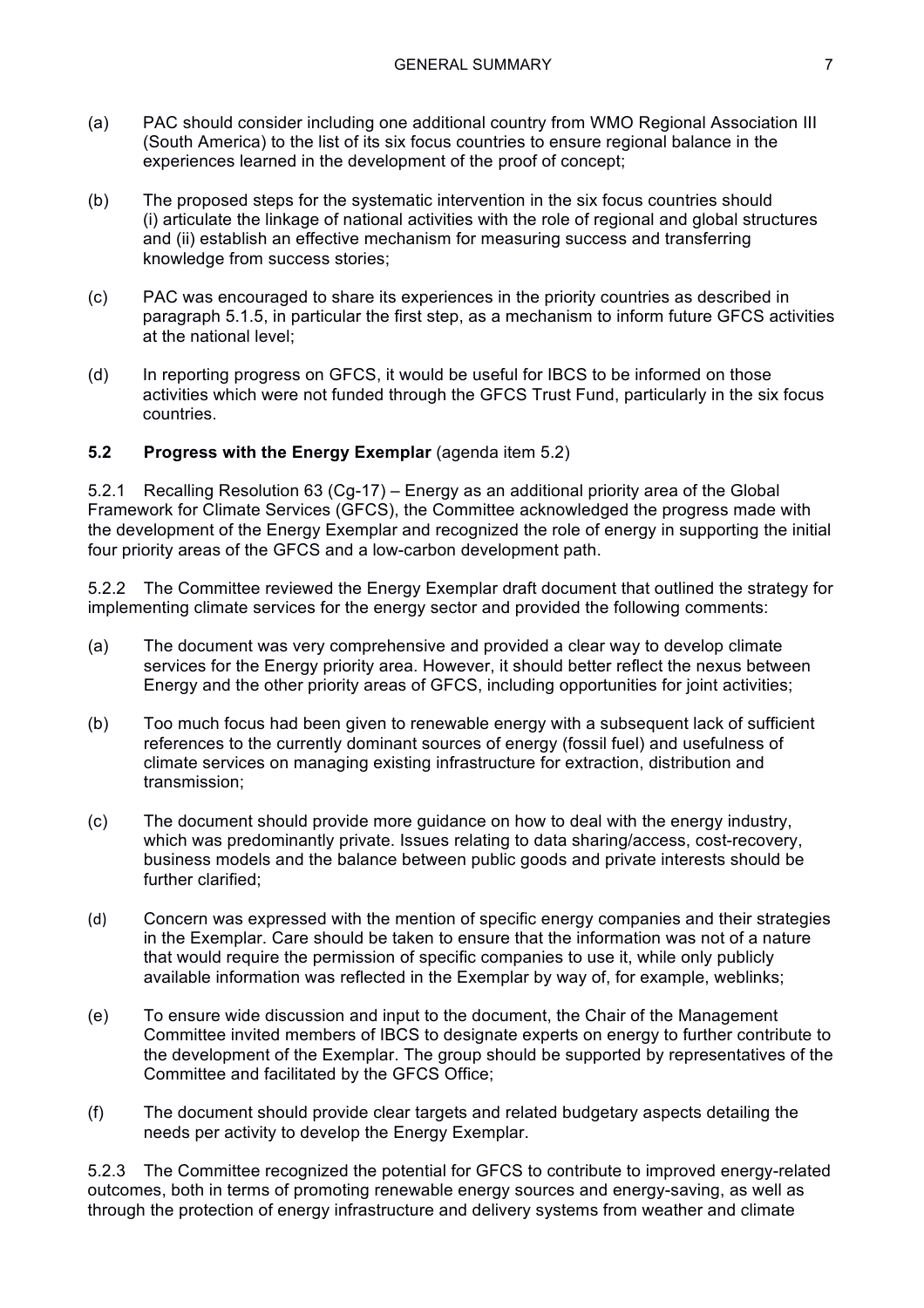(a) PAC should consider including one additional country from WMO Regional Association III (South America) to the list of its six focus countries to ensure regional balance in the experiences learned in the development of the proof of concept;

(b) The proposed steps for the systematic intervention in the six focus countries should (i) articulate the linkage of national activities with the role of regional and global structures and (ii) establish an effective mechanism for measuring success and transferring knowledge from success stories;

(c) PAC was encouraged to share its experiences in the priority countries as described in paragraph 5.1.5, in particular the first step, as a mechanism to inform future GFCS activities at the national level;

(d) In reporting progress on GFCS, it would be useful for IBCS to be informed on those activities which were not funded through the GFCS Trust Fund, particularly in the six focus countries.

### 5.2 Progress with the Energy Exemplar (agenda item 5.2)

5.2.1 Recalling Resolution 63 (Cg-17) – Energy as an additional priority area of the Global Framework for Climate Services (GFCS), the Committee acknowledged the progress made with the development of the Energy Exemplar and recognized the role of energy in supporting the initial four priority areas of the GFCS and a low-carbon development path.

5.2.2 The Committee reviewed the Energy Exemplar draft document that outlined the strategy for implementing climate services for the energy sector and provided the following comments:

(a) The document was very comprehensive and provided a clear way to develop climate services for the Energy priority area. However, it should better reflect the nexus between Energy and the other priority areas of GFCS, including opportunities for joint activities;

(b) Too much focus had been given to renewable energy with a subsequent lack of sufficient references to the currently dominant sources of energy (fossil fuel) and usefulness of climate services on managing existing infrastructure for extraction, distribution and transmission;

(c) The document should provide more guidance on how to deal with the energy industry, which was predominantly private. Issues relating to data sharing/access, cost-recovery, business models and the balance between public goods and private interests should be further clarified;

(d) Concern was expressed with the mention of specific energy companies and their strategies in the Exemplar. Care should be taken to ensure that the information was not of a nature that would require the permission of specific companies to use it, while only publicly available information was reflected in the Exemplar by way of, for example, weblinks;

(e) To ensure wide discussion and input to the document, the Chair of the Management Committee invited members of IBCS to designate experts on energy to further contribute to the development of the Exemplar. The group should be supported by representatives of the Committee and facilitated by the GFCS Office;

(f) The document should provide clear targets and related budgetary aspects detailing the needs per activity to develop the Energy Exemplar.

5.2.3 The Committee recognized the potential for GFCS to contribute to improved energy-related outcomes, both in terms of promoting renewable energy sources and energy-saving, as well as through the protection of energy infrastructure and delivery systems from weather and climate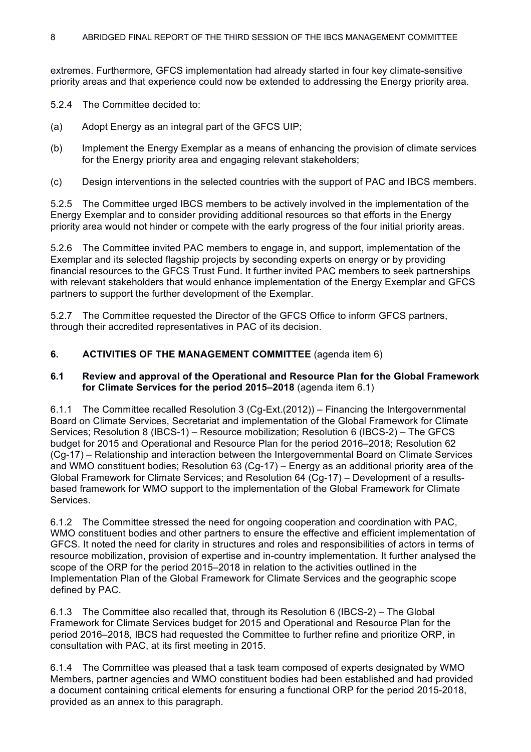extremes. Furthermore, GFCS implementation had already started in four key climate-sensitive priority areas and that experience could now be extended to addressing the Energy priority area.

5.2.4 The Committee decided to:

(a) Adopt Energy as an integral part of the GFCS UIP;

(b) Implement the Energy Exemplar as a means of enhancing the provision of climate services for the Energy priority area and engaging relevant stakeholders;

(c) Design interventions in the selected countries with the support of PAC and IBCS members.

5.2.5 The Committee urged IBCS members to be actively involved in the implementation of the Energy Exemplar and to consider providing additional resources so that efforts in the Energy priority area would not hinder or compete with the early progress of the four initial priority areas.

5.2.6 The Committee invited PAC members to engage in, and support, implementation of the Exemplar and its selected flagship projects by seconding experts on energy or by providing financial resources to the GFCS Trust Fund. It further invited PAC members to seek partnerships with relevant stakeholders that would enhance implementation of the Energy Exemplar and GFCS partners to support the further development of the Exemplar.

5.2.7 The Committee requested the Director of the GFCS Office to inform GFCS partners, through their accredited representatives in PAC of its decision.

## 6. ACTIVITIES OF THE MANAGEMENT COMMITTEE (agenda item 6)

### 6.1 Review and approval of the Operational and Resource Plan for the Global Framework for Climate Services for the period 2015–2018 (agenda item 6.1)

6.1.1 The Committee recalled Resolution 3 (Cg-Ext.(2012)) – Financing the Intergovernmental Board on Climate Services, Secretariat and implementation of the Global Framework for Climate Services; Resolution 8 (IBCS-1) – Resource mobilization; Resolution 6 (IBCS-2) – The GFCS budget for 2015 and Operational and Resource Plan for the period 2016–2018; Resolution 62 (Cg-17) – Relationship and interaction between the Intergovernmental Board on Climate Services and WMO constituent bodies; Resolution 63 (Cg-17) – Energy as an additional priority area of the Global Framework for Climate Services; and Resolution 64 (Cg-17) – Development of a results-based framework for WMO support to the implementation of the Global Framework for Climate Services.

6.1.2 The Committee stressed the need for ongoing cooperation and coordination with PAC, WMO constituent bodies and other partners to ensure the effective and efficient implementation of GFCS. It noted the need for clarity in structures and roles and responsibilities of actors in terms of resource mobilization, provision of expertise and in-country implementation. It further analysed the scope of the ORP for the period 2015–2018 in relation to the activities outlined in the Implementation Plan of the Global Framework for Climate Services and the geographic scope defined by PAC.

6.1.3 The Committee also recalled that, through its Resolution 6 (IBCS-2) – The Global Framework for Climate Services budget for 2015 and Operational and Resource Plan for the period 2016–2018, IBCS had requested the Committee to further refine and prioritize ORP, in consultation with PAC, at its first meeting in 2015.

6.1.4 The Committee was pleased that a task team composed of experts designated by WMO Members, partner agencies and WMO constituent bodies had been established and had provided a document containing critical elements for ensuring a functional ORP for the period 2015-2018, provided as an annex to this paragraph.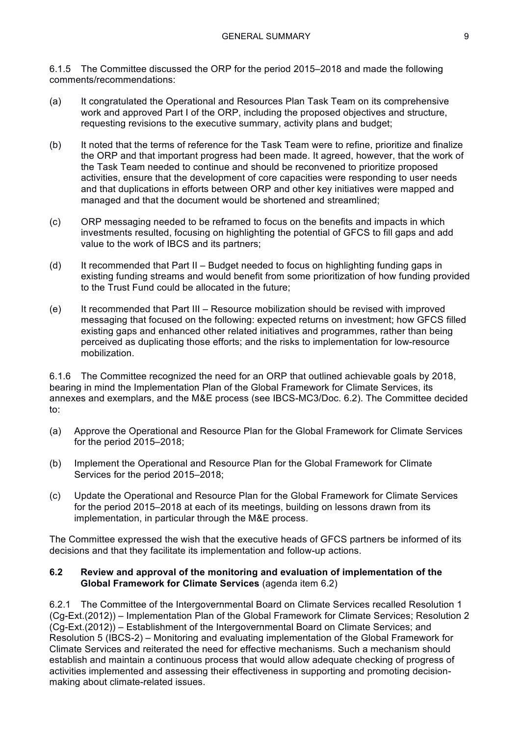6.1.5 The Committee discussed the ORP for the period 2015–2018 and made the following comments/recommendations:

(a) It congratulated the Operational and Resources Plan Task Team on its comprehensive work and approved Part I of the ORP, including the proposed objectives and structure, requesting revisions to the executive summary, activity plans and budget;

(b) It noted that the terms of reference for the Task Team were to refine, prioritize and finalize the ORP and that important progress had been made. It agreed, however, that the work of the Task Team needed to continue and should be reconvened to prioritize proposed activities, ensure that the development of core capacities were responding to user needs and that duplications in efforts between ORP and other key initiatives were mapped and managed and that the document would be shortened and streamlined;

(c) ORP messaging needed to be reframed to focus on the benefits and impacts in which investments resulted, focusing on highlighting the potential of GFCS to fill gaps and add value to the work of IBCS and its partners;

(d) It recommended that Part II – Budget needed to focus on highlighting funding gaps in existing funding streams and would benefit from some prioritization of how funding provided to the Trust Fund could be allocated in the future;

(e) It recommended that Part III – Resource mobilization should be revised with improved messaging that focused on the following: expected returns on investment; how GFCS filled existing gaps and enhanced other related initiatives and programmes, rather than being perceived as duplicating those efforts; and the risks to implementation for low-resource mobilization.

6.1.6 The Committee recognized the need for an ORP that outlined achievable goals by 2018, bearing in mind the Implementation Plan of the Global Framework for Climate Services, its annexes and exemplars, and the M&E process (see IBCS-MC3/Doc. 6.2). The Committee decided to:

(a) Approve the Operational and Resource Plan for the Global Framework for Climate Services for the period 2015–2018;

(b) Implement the Operational and Resource Plan for the Global Framework for Climate Services for the period 2015–2018;

(c) Update the Operational and Resource Plan for the Global Framework for Climate Services for the period 2015–2018 at each of its meetings, building on lessons drawn from its implementation, in particular through the M&E process.

The Committee expressed the wish that the executive heads of GFCS partners be informed of its decisions and that they facilitate its implementation and follow-up actions.

### 6.2 Review and approval of the monitoring and evaluation of implementation of the Global Framework for Climate Services (agenda item 6.2)

6.2.1 The Committee of the Intergovernmental Board on Climate Services recalled Resolution 1 (Cg-Ext.(2012)) – Implementation Plan of the Global Framework for Climate Services; Resolution 2 (Cg-Ext.(2012)) – Establishment of the Intergovernmental Board on Climate Services; and Resolution 5 (IBCS-2) – Monitoring and evaluating implementation of the Global Framework for Climate Services and reiterated the need for effective mechanisms. Such a mechanism should establish and maintain a continuous process that would allow adequate checking of progress of activities implemented and assessing their effectiveness in supporting and promoting decision-making about climate-related issues.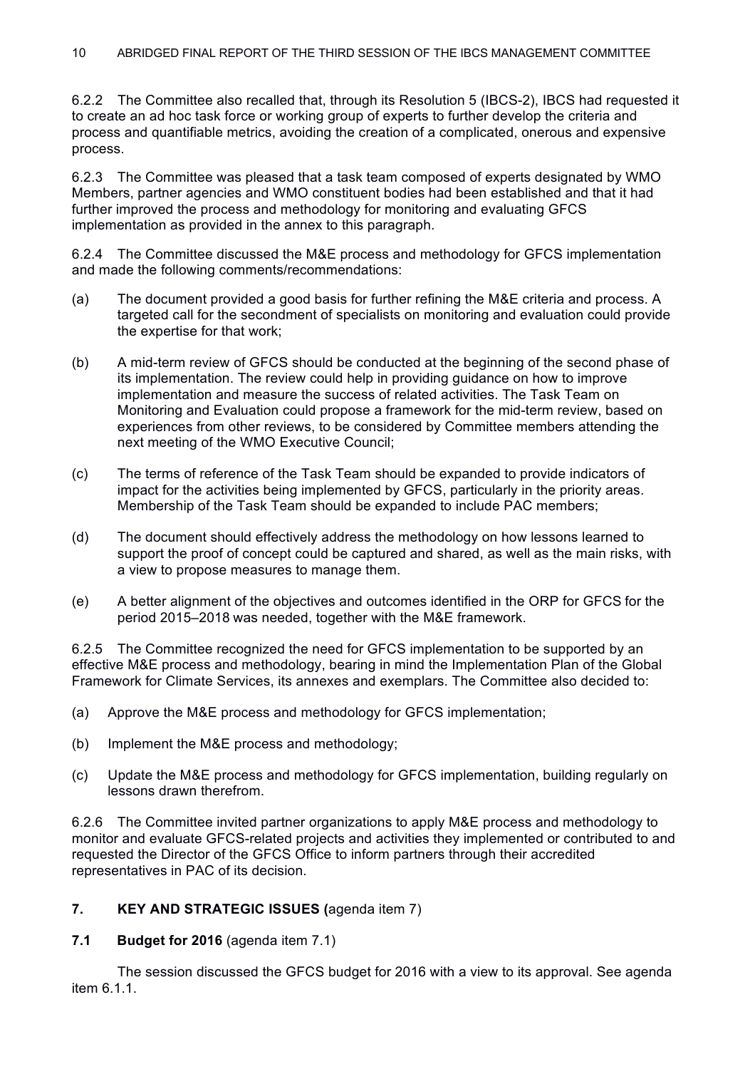6.2.2 The Committee also recalled that, through its Resolution 5 (IBCS-2), IBCS had requested it to create an ad hoc task force or working group of experts to further develop the criteria and process and quantifiable metrics, avoiding the creation of a complicated, onerous and expensive process.

6.2.3 The Committee was pleased that a task team composed of experts designated by WMO Members, partner agencies and WMO constituent bodies had been established and that it had further improved the process and methodology for monitoring and evaluating GFCS implementation as provided in the annex to this paragraph.

6.2.4 The Committee discussed the M&E process and methodology for GFCS implementation and made the following comments/recommendations:

(a) The document provided a good basis for further refining the M&E criteria and process. A targeted call for the secondment of specialists on monitoring and evaluation could provide the expertise for that work;

(b) A mid-term review of GFCS should be conducted at the beginning of the second phase of its implementation. The review could help in providing guidance on how to improve implementation and measure the success of related activities. The Task Team on Monitoring and Evaluation could propose a framework for the mid-term review, based on experiences from other reviews, to be considered by Committee members attending the next meeting of the WMO Executive Council;

(c) The terms of reference of the Task Team should be expanded to provide indicators of impact for the activities being implemented by GFCS, particularly in the priority areas. Membership of the Task Team should be expanded to include PAC members;

(d) The document should effectively address the methodology on how lessons learned to support the proof of concept could be captured and shared, as well as the main risks, with a view to propose measures to manage them.

(e) A better alignment of the objectives and outcomes identified in the ORP for GFCS for the period 2015–2018 was needed, together with the M&E framework.

6.2.5 The Committee recognized the need for GFCS implementation to be supported by an effective M&E process and methodology, bearing in mind the Implementation Plan of the Global Framework for Climate Services, its annexes and exemplars. The Committee also decided to:

(a) Approve the M&E process and methodology for GFCS implementation;

(b) Implement the M&E process and methodology;

(c) Update the M&E process and methodology for GFCS implementation, building regularly on lessons drawn therefrom.

6.2.6 The Committee invited partner organizations to apply M&E process and methodology to monitor and evaluate GFCS-related projects and activities they implemented or contributed to and requested the Director of the GFCS Office to inform partners through their accredited representatives in PAC of its decision.

## 7. KEY AND STRATEGIC ISSUES (agenda item 7)

### 7.1 Budget for 2016 (agenda item 7.1)

The session discussed the GFCS budget for 2016 with a view to its approval. See agenda item 6.1.1.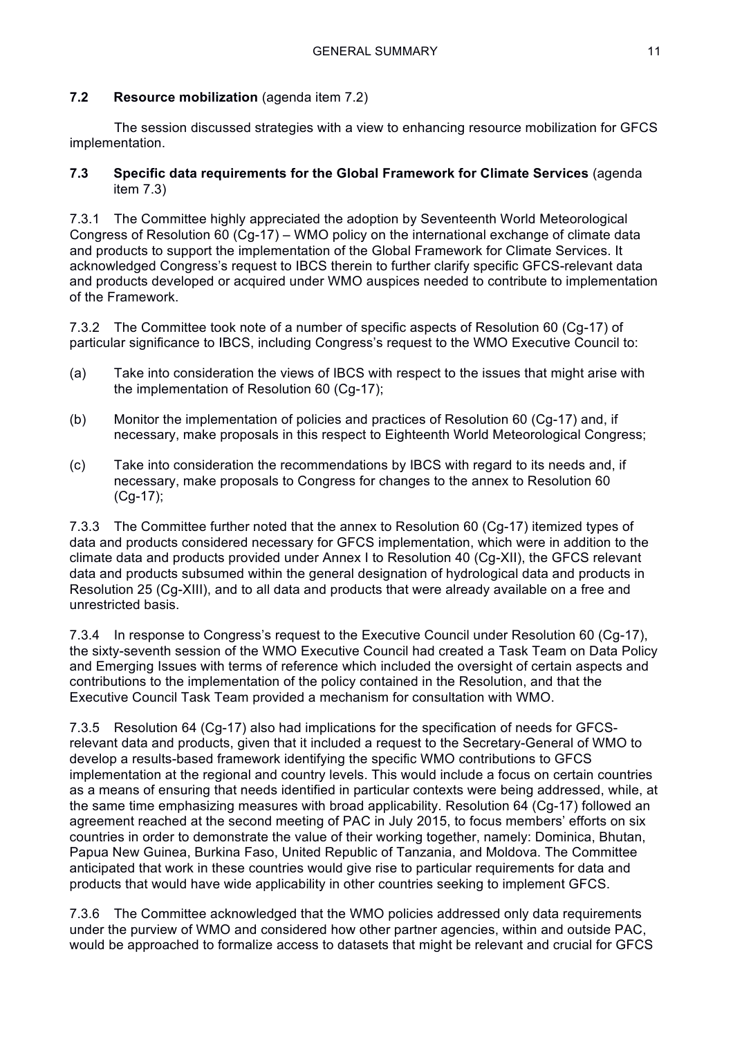### 7.2 **Resource mobilization** (agenda item 7.2)

The session discussed strategies with a view to enhancing resource mobilization for GFCS implementation.

### 7.3 **Specific data requirements for the Global Framework for Climate Services** (agenda item 7.3)

7.3.1 The Committee highly appreciated the adoption by Seventeenth World Meteorological Congress of Resolution 60 (Cg-17) – WMO policy on the international exchange of climate data and products to support the implementation of the Global Framework for Climate Services. It acknowledged Congress's request to IBCS therein to further clarify specific GFCS-relevant data and products developed or acquired under WMO auspices needed to contribute to implementation of the Framework.

7.3.2 The Committee took note of a number of specific aspects of Resolution 60 (Cg-17) of particular significance to IBCS, including Congress's request to the WMO Executive Council to:

(a) Take into consideration the views of IBCS with respect to the issues that might arise with the implementation of Resolution 60 (Cg-17);

(b) Monitor the implementation of policies and practices of Resolution 60 (Cg-17) and, if necessary, make proposals in this respect to Eighteenth World Meteorological Congress;

(c) Take into consideration the recommendations by IBCS with regard to its needs and, if necessary, make proposals to Congress for changes to the annex to Resolution 60 (Cg-17);

7.3.3 The Committee further noted that the annex to Resolution 60 (Cg-17) itemized types of data and products considered necessary for GFCS implementation, which were in addition to the climate data and products provided under Annex I to Resolution 40 (Cg-XII), the GFCS relevant data and products subsumed within the general designation of hydrological data and products in Resolution 25 (Cg-XIII), and to all data and products that were already available on a free and unrestricted basis.

7.3.4 In response to Congress's request to the Executive Council under Resolution 60 (Cg-17), the sixty-seventh session of the WMO Executive Council had created a Task Team on Data Policy and Emerging Issues with terms of reference which included the oversight of certain aspects and contributions to the implementation of the policy contained in the Resolution, and that the Executive Council Task Team provided a mechanism for consultation with WMO.

7.3.5 Resolution 64 (Cg-17) also had implications for the specification of needs for GFCS-relevant data and products, given that it included a request to the Secretary-General of WMO to develop a results-based framework identifying the specific WMO contributions to GFCS implementation at the regional and country levels. This would include a focus on certain countries as a means of ensuring that needs identified in particular contexts were being addressed, while, at the same time emphasizing measures with broad applicability. Resolution 64 (Cg-17) followed an agreement reached at the second meeting of PAC in July 2015, to focus members' efforts on six countries in order to demonstrate the value of their working together, namely: Dominica, Bhutan, Papua New Guinea, Burkina Faso, United Republic of Tanzania, and Moldova. The Committee anticipated that work in these countries would give rise to particular requirements for data and products that would have wide applicability in other countries seeking to implement GFCS.

7.3.6 The Committee acknowledged that the WMO policies addressed only data requirements under the purview of WMO and considered how other partner agencies, within and outside PAC, would be approached to formalize access to datasets that might be relevant and crucial for GFCS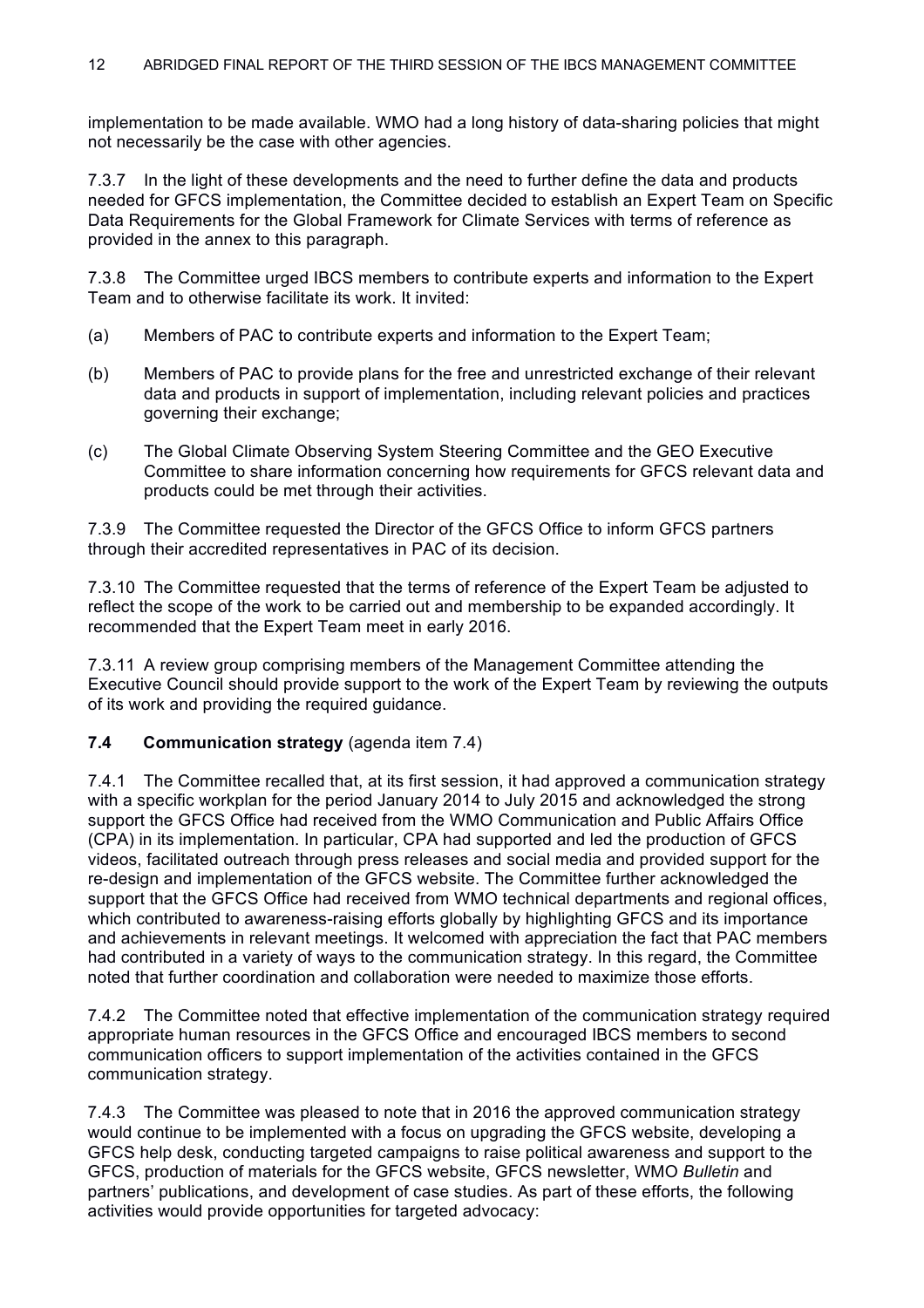implementation to be made available. WMO had a long history of data-sharing policies that might not necessarily be the case with other agencies.

7.3.7 In the light of these developments and the need to further define the data and products needed for GFCS implementation, the Committee decided to establish an Expert Team on Specific Data Requirements for the Global Framework for Climate Services with terms of reference as provided in the annex to this paragraph.

7.3.8 The Committee urged IBCS members to contribute experts and information to the Expert Team and to otherwise facilitate its work. It invited:

(a) Members of PAC to contribute experts and information to the Expert Team;

(b) Members of PAC to provide plans for the free and unrestricted exchange of their relevant data and products in support of implementation, including relevant policies and practices governing their exchange;

(c) The Global Climate Observing System Steering Committee and the GEO Executive Committee to share information concerning how requirements for GFCS relevant data and products could be met through their activities.

7.3.9 The Committee requested the Director of the GFCS Office to inform GFCS partners through their accredited representatives in PAC of its decision.

7.3.10 The Committee requested that the terms of reference of the Expert Team be adjusted to reflect the scope of the work to be carried out and membership to be expanded accordingly. It recommended that the Expert Team meet in early 2016.

7.3.11 A review group comprising members of the Management Committee attending the Executive Council should provide support to the work of the Expert Team by reviewing the outputs of its work and providing the required guidance.

**7.4 Communication strategy** (agenda item 7.4)

7.4.1 The Committee recalled that, at its first session, it had approved a communication strategy with a specific workplan for the period January 2014 to July 2015 and acknowledged the strong support the GFCS Office had received from the WMO Communication and Public Affairs Office (CPA) in its implementation. In particular, CPA had supported and led the production of GFCS videos, facilitated outreach through press releases and social media and provided support for the re-design and implementation of the GFCS website. The Committee further acknowledged the support that the GFCS Office had received from WMO technical departments and regional offices, which contributed to awareness-raising efforts globally by highlighting GFCS and its importance and achievements in relevant meetings. It welcomed with appreciation the fact that PAC members had contributed in a variety of ways to the communication strategy. In this regard, the Committee noted that further coordination and collaboration were needed to maximize those efforts.

7.4.2 The Committee noted that effective implementation of the communication strategy required appropriate human resources in the GFCS Office and encouraged IBCS members to second communication officers to support implementation of the activities contained in the GFCS communication strategy.

7.4.3 The Committee was pleased to note that in 2016 the approved communication strategy would continue to be implemented with a focus on upgrading the GFCS website, developing a GFCS help desk, conducting targeted campaigns to raise political awareness and support to the GFCS, production of materials for the GFCS website, GFCS newsletter, WMO *Bulletin* and partners' publications, and development of case studies. As part of these efforts, the following activities would provide opportunities for targeted advocacy: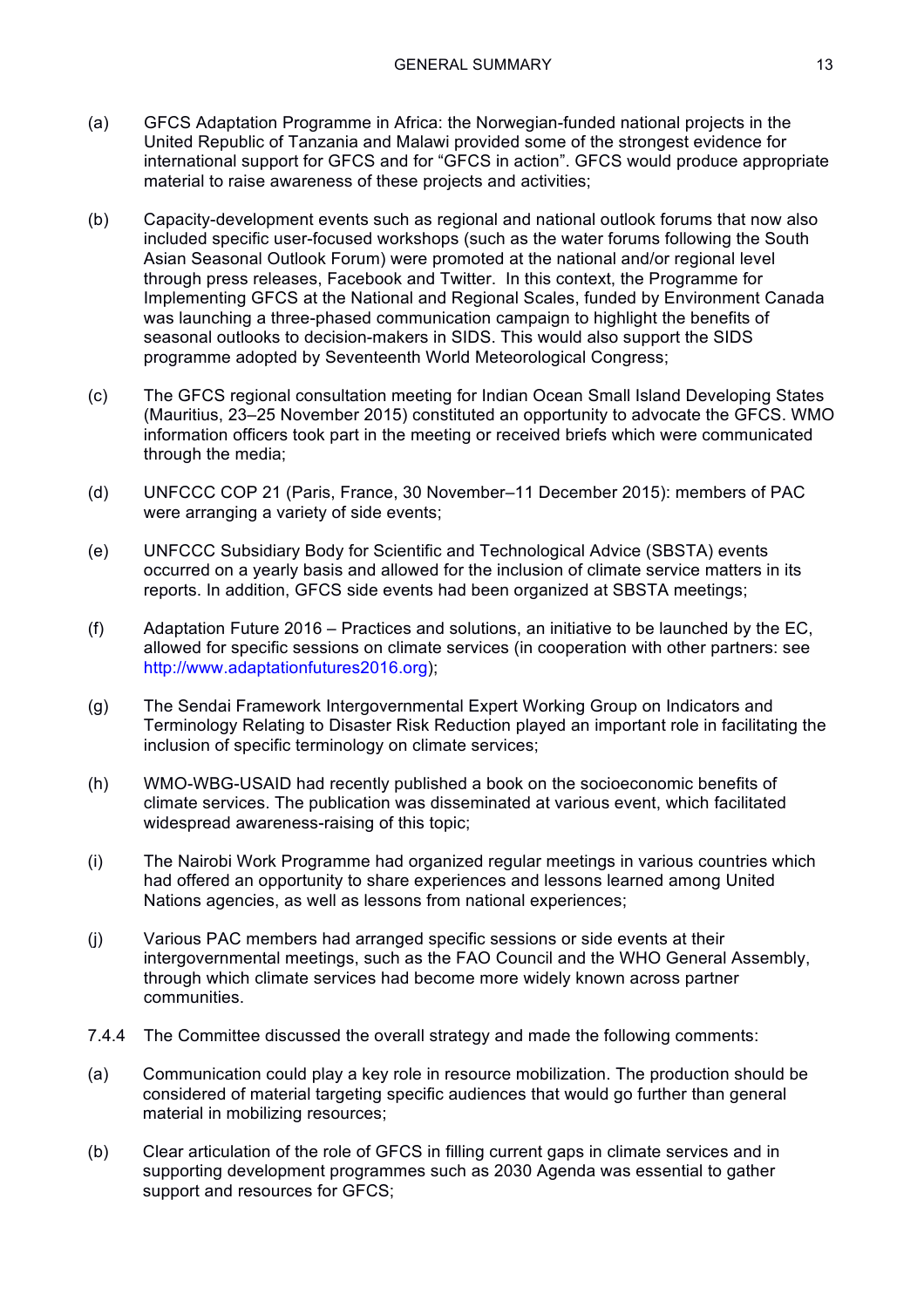(a) GFCS Adaptation Programme in Africa: the Norwegian-funded national projects in the United Republic of Tanzania and Malawi provided some of the strongest evidence for international support for GFCS and for "GFCS in action". GFCS would produce appropriate material to raise awareness of these projects and activities;

(b) Capacity-development events such as regional and national outlook forums that now also included specific user-focused workshops (such as the water forums following the South Asian Seasonal Outlook Forum) were promoted at the national and/or regional level through press releases, Facebook and Twitter. In this context, the Programme for Implementing GFCS at the National and Regional Scales, funded by Environment Canada was launching a three-phased communication campaign to highlight the benefits of seasonal outlooks to decision-makers in SIDS. This would also support the SIDS programme adopted by Seventeenth World Meteorological Congress;

(c) The GFCS regional consultation meeting for Indian Ocean Small Island Developing States (Mauritius, 23–25 November 2015) constituted an opportunity to advocate the GFCS. WMO information officers took part in the meeting or received briefs which were communicated through the media;

(d) UNFCCC COP 21 (Paris, France, 30 November–11 December 2015): members of PAC were arranging a variety of side events;

(e) UNFCCC Subsidiary Body for Scientific and Technological Advice (SBSTA) events occurred on a yearly basis and allowed for the inclusion of climate service matters in its reports. In addition, GFCS side events had been organized at SBSTA meetings;

(f) Adaptation Future 2016 – Practices and solutions, an initiative to be launched by the EC, allowed for specific sessions on climate services (in cooperation with other partners: see http://www.adaptationfutures2016.org);

(g) The Sendai Framework Intergovernmental Expert Working Group on Indicators and Terminology Relating to Disaster Risk Reduction played an important role in facilitating the inclusion of specific terminology on climate services;

(h) WMO-WBG-USAID had recently published a book on the socioeconomic benefits of climate services. The publication was disseminated at various event, which facilitated widespread awareness-raising of this topic;

(i) The Nairobi Work Programme had organized regular meetings in various countries which had offered an opportunity to share experiences and lessons learned among United Nations agencies, as well as lessons from national experiences;

(j) Various PAC members had arranged specific sessions or side events at their intergovernmental meetings, such as the FAO Council and the WHO General Assembly, through which climate services had become more widely known across partner communities.

7.4.4 The Committee discussed the overall strategy and made the following comments:

(a) Communication could play a key role in resource mobilization. The production should be considered of material targeting specific audiences that would go further than general material in mobilizing resources;

(b) Clear articulation of the role of GFCS in filling current gaps in climate services and in supporting development programmes such as 2030 Agenda was essential to gather support and resources for GFCS;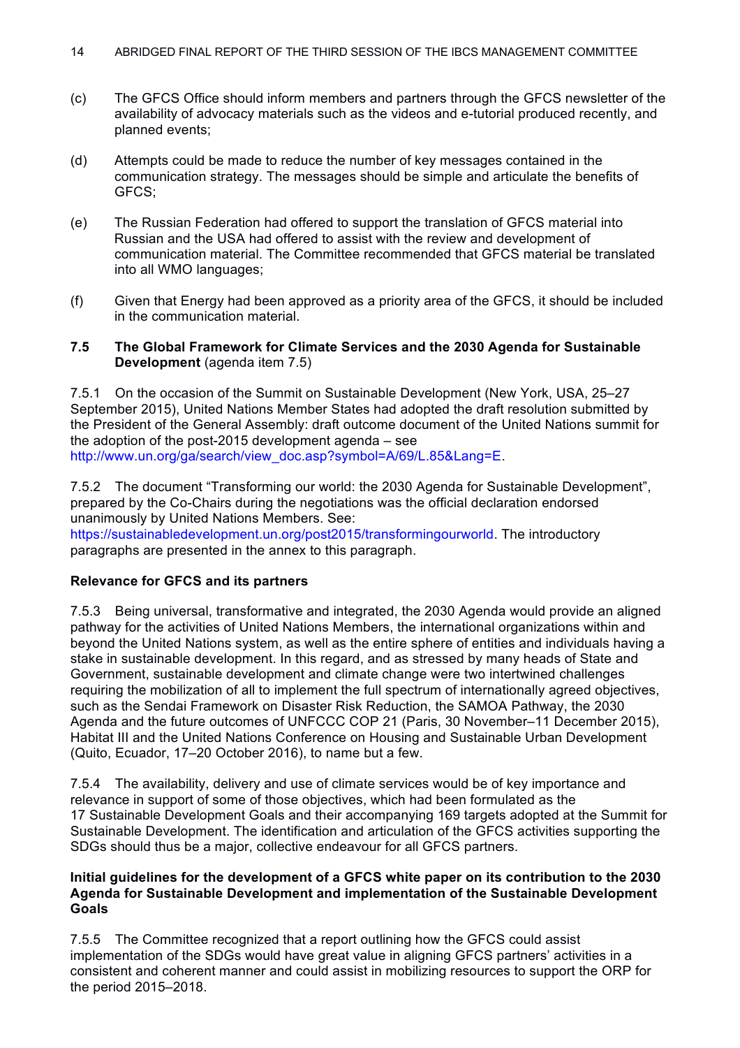(c) The GFCS Office should inform members and partners through the GFCS newsletter of the availability of advocacy materials such as the videos and e-tutorial produced recently, and planned events;

(d) Attempts could be made to reduce the number of key messages contained in the communication strategy. The messages should be simple and articulate the benefits of GFCS;

(e) The Russian Federation had offered to support the translation of GFCS material into Russian and the USA had offered to assist with the review and development of communication material. The Committee recommended that GFCS material be translated into all WMO languages;

(f) Given that Energy had been approved as a priority area of the GFCS, it should be included in the communication material.

### 7.5 The Global Framework for Climate Services and the 2030 Agenda for Sustainable Development (agenda item 7.5)

7.5.1 On the occasion of the Summit on Sustainable Development (New York, USA, 25–27 September 2015), United Nations Member States had adopted the draft resolution submitted by the President of the General Assembly: draft outcome document of the United Nations summit for the adoption of the post-2015 development agenda – see http://www.un.org/ga/search/view_doc.asp?symbol=A/69/L.85&Lang=E.

7.5.2 The document "Transforming our world: the 2030 Agenda for Sustainable Development", prepared by the Co-Chairs during the negotiations was the official declaration endorsed unanimously by United Nations Members. See: https://sustainabledevelopment.un.org/post2015/transformingourworld. The introductory paragraphs are presented in the annex to this paragraph.

**Relevance for GFCS and its partners**

7.5.3 Being universal, transformative and integrated, the 2030 Agenda would provide an aligned pathway for the activities of United Nations Members, the international organizations within and beyond the United Nations system, as well as the entire sphere of entities and individuals having a stake in sustainable development. In this regard, and as stressed by many heads of State and Government, sustainable development and climate change were two intertwined challenges requiring the mobilization of all to implement the full spectrum of internationally agreed objectives, such as the Sendai Framework on Disaster Risk Reduction, the SAMOA Pathway, the 2030 Agenda and the future outcomes of UNFCCC COP 21 (Paris, 30 November–11 December 2015), Habitat III and the United Nations Conference on Housing and Sustainable Urban Development (Quito, Ecuador, 17–20 October 2016), to name but a few.

7.5.4 The availability, delivery and use of climate services would be of key importance and relevance in support of some of those objectives, which had been formulated as the 17 Sustainable Development Goals and their accompanying 169 targets adopted at the Summit for Sustainable Development. The identification and articulation of the GFCS activities supporting the SDGs should thus be a major, collective endeavour for all GFCS partners.

**Initial guidelines for the development of a GFCS white paper on its contribution to the 2030 Agenda for Sustainable Development and implementation of the Sustainable Development Goals**

7.5.5 The Committee recognized that a report outlining how the GFCS could assist implementation of the SDGs would have great value in aligning GFCS partners' activities in a consistent and coherent manner and could assist in mobilizing resources to support the ORP for the period 2015–2018.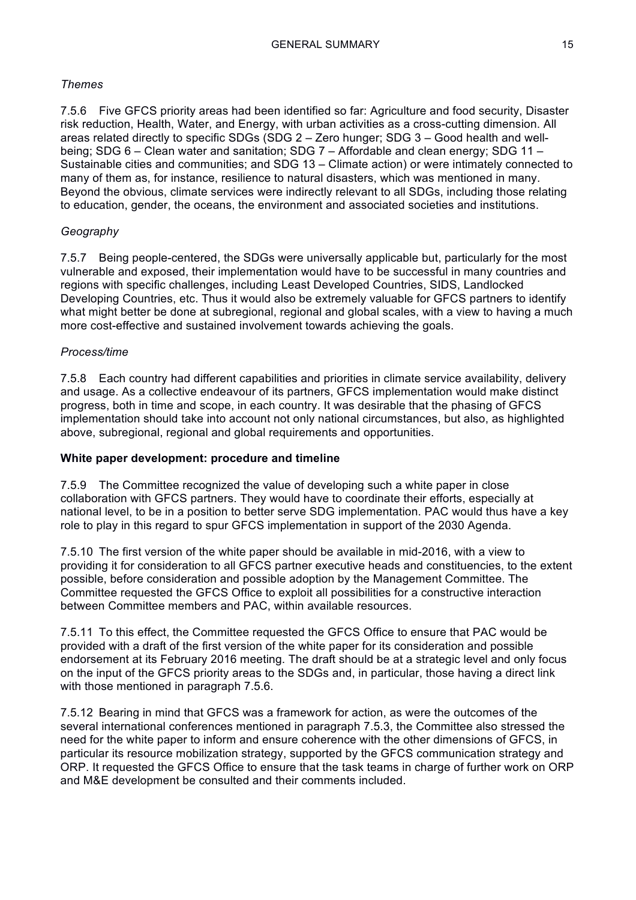*Themes*

7.5.6 Five GFCS priority areas had been identified so far: Agriculture and food security, Disaster risk reduction, Health, Water, and Energy, with urban activities as a cross-cutting dimension. All areas related directly to specific SDGs (SDG 2 – Zero hunger; SDG 3 – Good health and well-being; SDG 6 – Clean water and sanitation; SDG 7 – Affordable and clean energy; SDG 11 – Sustainable cities and communities; and SDG 13 – Climate action) or were intimately connected to many of them as, for instance, resilience to natural disasters, which was mentioned in many. Beyond the obvious, climate services were indirectly relevant to all SDGs, including those relating to education, gender, the oceans, the environment and associated societies and institutions.

*Geography*

7.5.7 Being people-centered, the SDGs were universally applicable but, particularly for the most vulnerable and exposed, their implementation would have to be successful in many countries and regions with specific challenges, including Least Developed Countries, SIDS, Landlocked Developing Countries, etc. Thus it would also be extremely valuable for GFCS partners to identify what might better be done at subregional, regional and global scales, with a view to having a much more cost-effective and sustained involvement towards achieving the goals.

*Process/time*

7.5.8 Each country had different capabilities and priorities in climate service availability, delivery and usage. As a collective endeavour of its partners, GFCS implementation would make distinct progress, both in time and scope, in each country. It was desirable that the phasing of GFCS implementation should take into account not only national circumstances, but also, as highlighted above, subregional, regional and global requirements and opportunities.

**White paper development: procedure and timeline**

7.5.9 The Committee recognized the value of developing such a white paper in close collaboration with GFCS partners. They would have to coordinate their efforts, especially at national level, to be in a position to better serve SDG implementation. PAC would thus have a key role to play in this regard to spur GFCS implementation in support of the 2030 Agenda.

7.5.10 The first version of the white paper should be available in mid-2016, with a view to providing it for consideration to all GFCS partner executive heads and constituencies, to the extent possible, before consideration and possible adoption by the Management Committee. The Committee requested the GFCS Office to exploit all possibilities for a constructive interaction between Committee members and PAC, within available resources.

7.5.11 To this effect, the Committee requested the GFCS Office to ensure that PAC would be provided with a draft of the first version of the white paper for its consideration and possible endorsement at its February 2016 meeting. The draft should be at a strategic level and only focus on the input of the GFCS priority areas to the SDGs and, in particular, those having a direct link with those mentioned in paragraph 7.5.6.

7.5.12 Bearing in mind that GFCS was a framework for action, as were the outcomes of the several international conferences mentioned in paragraph 7.5.3, the Committee also stressed the need for the white paper to inform and ensure coherence with the other dimensions of GFCS, in particular its resource mobilization strategy, supported by the GFCS communication strategy and ORP. It requested the GFCS Office to ensure that the task teams in charge of further work on ORP and M&E development be consulted and their comments included.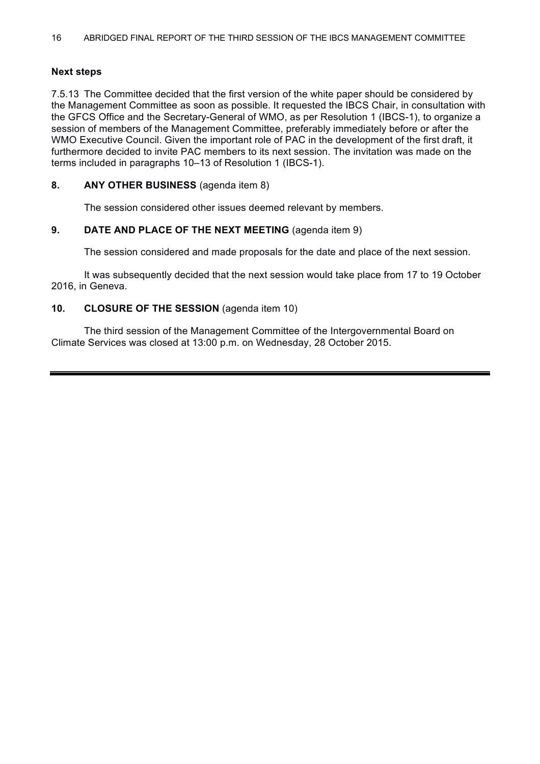### Next steps

7.5.13 The Committee decided that the first version of the white paper should be considered by the Management Committee as soon as possible. It requested the IBCS Chair, in consultation with the GFCS Office and the Secretary-General of WMO, as per Resolution 1 (IBCS-1), to organize a session of members of the Management Committee, preferably immediately before or after the WMO Executive Council. Given the important role of PAC in the development of the first draft, it furthermore decided to invite PAC members to its next session. The invitation was made on the terms included in paragraphs 10–13 of Resolution 1 (IBCS-1).

## 8. ANY OTHER BUSINESS (agenda item 8)

The session considered other issues deemed relevant by members.

## 9. DATE AND PLACE OF THE NEXT MEETING (agenda item 9)

The session considered and made proposals for the date and place of the next session.

It was subsequently decided that the next session would take place from 17 to 19 October 2016, in Geneva.

## 10. CLOSURE OF THE SESSION (agenda item 10)

The third session of the Management Committee of the Intergovernmental Board on Climate Services was closed at 13:00 p.m. on Wednesday, 28 October 2015.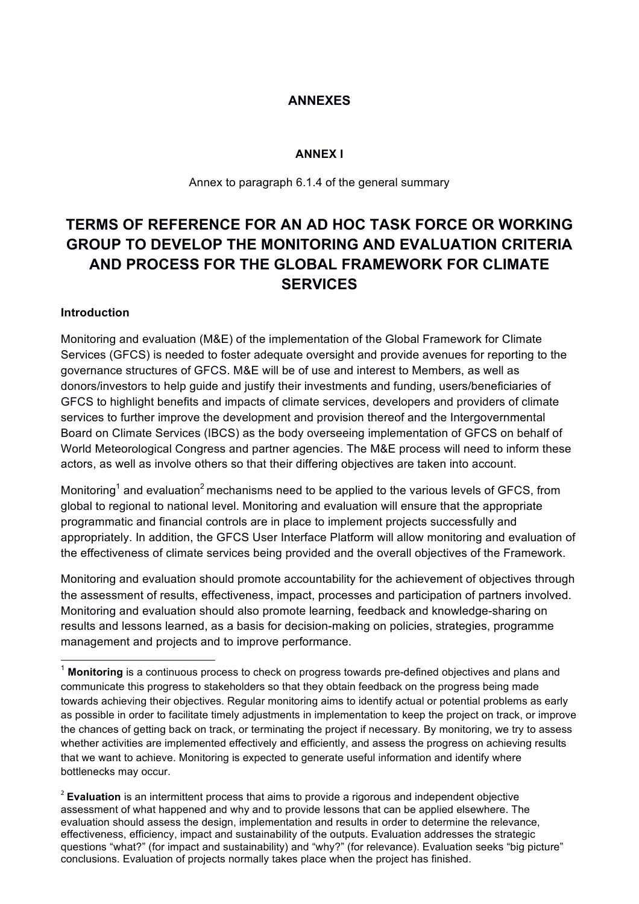## ANNEXES

### ANNEX I

Annex to paragraph 6.1.4 of the general summary

# TERMS OF REFERENCE FOR AN AD HOC TASK FORCE OR WORKING GROUP TO DEVELOP THE MONITORING AND EVALUATION CRITERIA AND PROCESS FOR THE GLOBAL FRAMEWORK FOR CLIMATE SERVICES

**Introduction**

Monitoring and evaluation (M&E) of the implementation of the Global Framework for Climate Services (GFCS) is needed to foster adequate oversight and provide avenues for reporting to the governance structures of GFCS. M&E will be of use and interest to Members, as well as donors/investors to help guide and justify their investments and funding, users/beneficiaries of GFCS to highlight benefits and impacts of climate services, developers and providers of climate services to further improve the development and provision thereof and the Intergovernmental Board on Climate Services (IBCS) as the body overseeing implementation of GFCS on behalf of World Meteorological Congress and partner agencies. The M&E process will need to inform these actors, as well as involve others so that their differing objectives are taken into account.

Monitoring[1] and evaluation[2] mechanisms need to be applied to the various levels of GFCS, from global to regional to national level. Monitoring and evaluation will ensure that the appropriate programmatic and financial controls are in place to implement projects successfully and appropriately. In addition, the GFCS User Interface Platform will allow monitoring and evaluation of the effectiveness of climate services being provided and the overall objectives of the Framework.

Monitoring and evaluation should promote accountability for the achievement of objectives through the assessment of results, effectiveness, impact, processes and participation of partners involved. Monitoring and evaluation should also promote learning, feedback and knowledge-sharing on results and lessons learned, as a basis for decision-making on policies, strategies, programme management and projects and to improve performance.

---

[1] **Monitoring** is a continuous process to check on progress towards pre-defined objectives and plans and communicate this progress to stakeholders so that they obtain feedback on the progress being made towards achieving their objectives. Regular monitoring aims to identify actual or potential problems as early as possible in order to facilitate timely adjustments in implementation to keep the project on track, or improve the chances of getting back on track, or terminating the project if necessary. By monitoring, we try to assess whether activities are implemented effectively and efficiently, and assess the progress on achieving results that we want to achieve. Monitoring is expected to generate useful information and identify where bottlenecks may occur.

[2] **Evaluation** is an intermittent process that aims to provide a rigorous and independent objective assessment of what happened and why and to provide lessons that can be applied elsewhere. The evaluation should assess the design, implementation and results in order to determine the relevance, effectiveness, efficiency, impact and sustainability of the outputs. Evaluation addresses the strategic questions "what?" (for impact and sustainability) and "why?" (for relevance). Evaluation seeks "big picture" conclusions. Evaluation of projects normally takes place when the project has finished.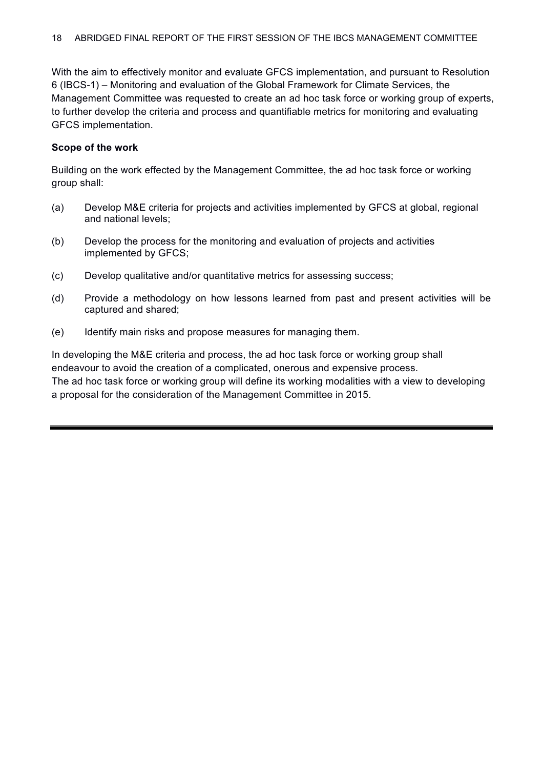With the aim to effectively monitor and evaluate GFCS implementation, and pursuant to Resolution 6 (IBCS-1) – Monitoring and evaluation of the Global Framework for Climate Services, the Management Committee was requested to create an ad hoc task force or working group of experts, to further develop the criteria and process and quantifiable metrics for monitoring and evaluating GFCS implementation.

**Scope of the work**

Building on the work effected by the Management Committee, the ad hoc task force or working group shall:

(a) Develop M&E criteria for projects and activities implemented by GFCS at global, regional and national levels;

(b) Develop the process for the monitoring and evaluation of projects and activities implemented by GFCS;

(c) Develop qualitative and/or quantitative metrics for assessing success;

(d) Provide a methodology on how lessons learned from past and present activities will be captured and shared;

(e) Identify main risks and propose measures for managing them.

In developing the M&E criteria and process, the ad hoc task force or working group shall endeavour to avoid the creation of a complicated, onerous and expensive process.
The ad hoc task force or working group will define its working modalities with a view to developing a proposal for the consideration of the Management Committee in 2015.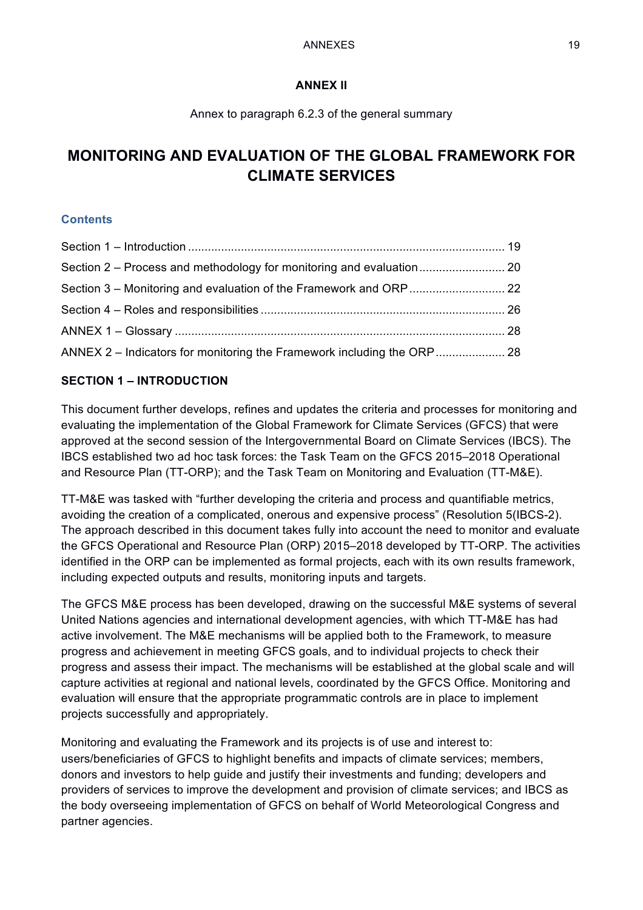## ANNEX II

Annex to paragraph 6.2.3 of the general summary

# MONITORING AND EVALUATION OF THE GLOBAL FRAMEWORK FOR CLIMATE SERVICES

### Contents

Section 1 – Introduction ................................................................................................ 19

Section 2 – Process and methodology for monitoring and evaluation .......................... 20

Section 3 – Monitoring and evaluation of the Framework and ORP ............................. 22

Section 4 – Roles and responsibilities .......................................................................... 26

ANNEX 1 – Glossary .................................................................................................... 28

ANNEX 2 – Indicators for monitoring the Framework including the ORP ..................... 28

### SECTION 1 – INTRODUCTION

This document further develops, refines and updates the criteria and processes for monitoring and evaluating the implementation of the Global Framework for Climate Services (GFCS) that were approved at the second session of the Intergovernmental Board on Climate Services (IBCS). The IBCS established two ad hoc task forces: the Task Team on the GFCS 2015–2018 Operational and Resource Plan (TT-ORP); and the Task Team on Monitoring and Evaluation (TT-M&E).

TT-M&E was tasked with "further developing the criteria and process and quantifiable metrics, avoiding the creation of a complicated, onerous and expensive process" (Resolution 5(IBCS-2). The approach described in this document takes fully into account the need to monitor and evaluate the GFCS Operational and Resource Plan (ORP) 2015–2018 developed by TT-ORP. The activities identified in the ORP can be implemented as formal projects, each with its own results framework, including expected outputs and results, monitoring inputs and targets.

The GFCS M&E process has been developed, drawing on the successful M&E systems of several United Nations agencies and international development agencies, with which TT-M&E has had active involvement. The M&E mechanisms will be applied both to the Framework, to measure progress and achievement in meeting GFCS goals, and to individual projects to check their progress and assess their impact. The mechanisms will be established at the global scale and will capture activities at regional and national levels, coordinated by the GFCS Office. Monitoring and evaluation will ensure that the appropriate programmatic controls are in place to implement projects successfully and appropriately.

Monitoring and evaluating the Framework and its projects is of use and interest to: users/beneficiaries of GFCS to highlight benefits and impacts of climate services; members, donors and investors to help guide and justify their investments and funding; developers and providers of services to improve the development and provision of climate services; and IBCS as the body overseeing implementation of GFCS on behalf of World Meteorological Congress and partner agencies.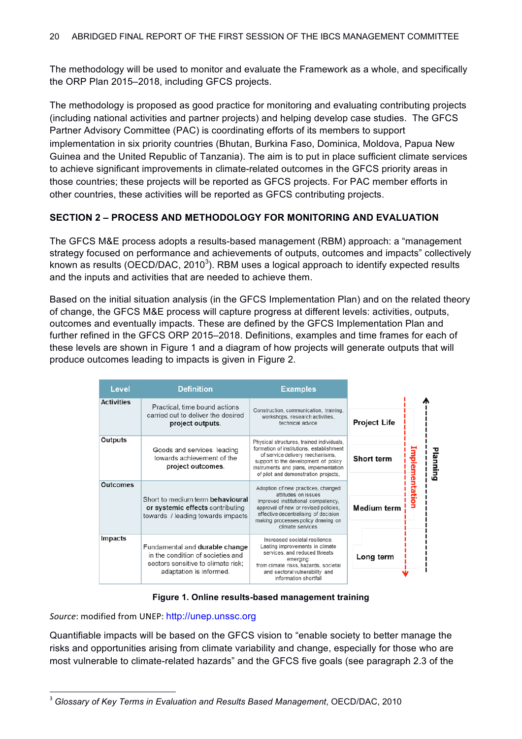The methodology will be used to monitor and evaluate the Framework as a whole, and specifically the ORP Plan 2015–2018, including GFCS projects.

The methodology is proposed as good practice for monitoring and evaluating contributing projects (including national activities and partner projects) and helping develop case studies. The GFCS Partner Advisory Committee (PAC) is coordinating efforts of its members to support implementation in six priority countries (Bhutan, Burkina Faso, Dominica, Moldova, Papua New Guinea and the United Republic of Tanzania). The aim is to put in place sufficient climate services to achieve significant improvements in climate-related outcomes in the GFCS priority areas in those countries; these projects will be reported as GFCS projects. For PAC member efforts in other countries, these activities will be reported as GFCS contributing projects.

## SECTION 2 – PROCESS AND METHODOLOGY FOR MONITORING AND EVALUATION

The GFCS M&E process adopts a results-based management (RBM) approach: a "management strategy focused on performance and achievements of outputs, outcomes and impacts" collectively known as results (OECD/DAC, 2010[3]). RBM uses a logical approach to identify expected results and the inputs and activities that are needed to achieve them.

Based on the initial situation analysis (in the GFCS Implementation Plan) and on the related theory of change, the GFCS M&E process will capture progress at different levels: activities, outputs, outcomes and eventually impacts. These are defined by the GFCS Implementation Plan and further refined in the GFCS ORP 2015–2018. Definitions, examples and time frames for each of these levels are shown in Figure 1 and a diagram of how projects will generate outputs that will produce outcomes leading to impacts is given in Figure 2.

| Level | Definition | Examples | Time frame |
|---|---|---|---|
| Activities | Practical, time bound actions carried out to deliver the desired **project outputs**. | Construction, communication, training, workshops, research activities, technical advice | Project Life |
| Outputs | Goods and services leading towards achievement of the **project outcomes**. | Physical structures, trained individuals, formation of institutions, establishment of service delivery mechanisms, support to the development of policy instruments and plans, implementation of pilot and demonstration projects, | Short term |
| Outcomes | Short to medium term **behavioural or systemic effects** contributing towards / leading towards impacts | Adoption of new practices, changed attitudes on issues Improved institutional competency, approval of new or revised policies, effective decentralising of decision making processes policy drawing on climate services | Medium term |
| Impacts | Fundamental and durable change in the condition of societies and sectors sensitive to climate risk; adaptation is informed. | Increased societal resilience. Lasting improvements in climate services, and reduced threats emerging from climate risks, hazards, societal and sectoral vulnerability and information shortfall | Long term |

Implementation (top to bottom) / Planning (bottom to top)

**Figure 1. Online results-based management training**

*Source*: modified from UNEP: http://unep.unssc.org

Quantifiable impacts will be based on the GFCS vision to "enable society to better manage the risks and opportunities arising from climate variability and change, especially for those who are most vulnerable to climate-related hazards" and the GFCS five goals (see paragraph 2.3 of the

---

[3] *Glossary of Key Terms in Evaluation and Results Based Management*, OECD/DAC, 2010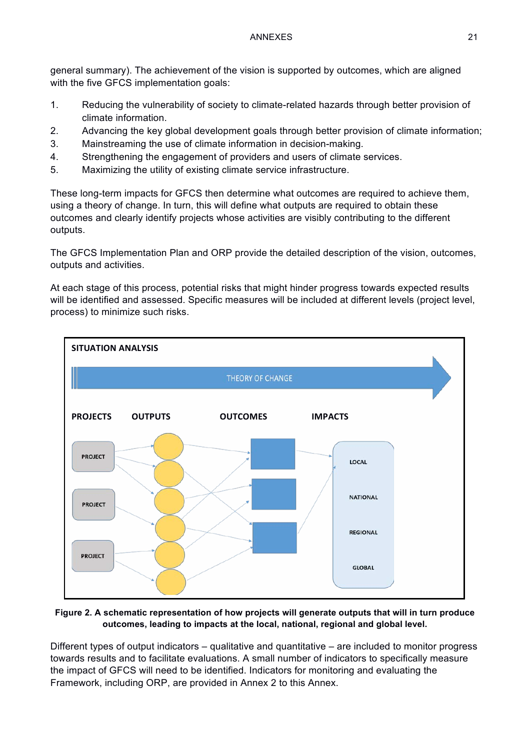general summary). The achievement of the vision is supported by outcomes, which are aligned with the five GFCS implementation goals:

1. Reducing the vulnerability of society to climate-related hazards through better provision of climate information.
2. Advancing the key global development goals through better provision of climate information;
3. Mainstreaming the use of climate information in decision-making.
4. Strengthening the engagement of providers and users of climate services.
5. Maximizing the utility of existing climate service infrastructure.

These long-term impacts for GFCS then determine what outcomes are required to achieve them, using a theory of change. In turn, this will define what outputs are required to obtain these outcomes and clearly identify projects whose activities are visibly contributing to the different outputs.

The GFCS Implementation Plan and ORP provide the detailed description of the vision, outcomes, outputs and activities.

At each stage of this process, potential risks that might hinder progress towards expected results will be identified and assessed. Specific measures will be included at different levels (project level, process) to minimize such risks.

SITUATION ANALYSIS

THEORY OF CHANGE

PROJECTS OUTPUTS OUTCOMES IMPACTS

PROJECT

PROJECT

PROJECT

LOCAL

NATIONAL

REGIONAL

GLOBAL

**Figure 2. A schematic representation of how projects will generate outputs that will in turn produce outcomes, leading to impacts at the local, national, regional and global level.**

Different types of output indicators – qualitative and quantitative – are included to monitor progress towards results and to facilitate evaluations. A small number of indicators to specifically measure the impact of GFCS will need to be identified. Indicators for monitoring and evaluating the Framework, including ORP, are provided in Annex 2 to this Annex.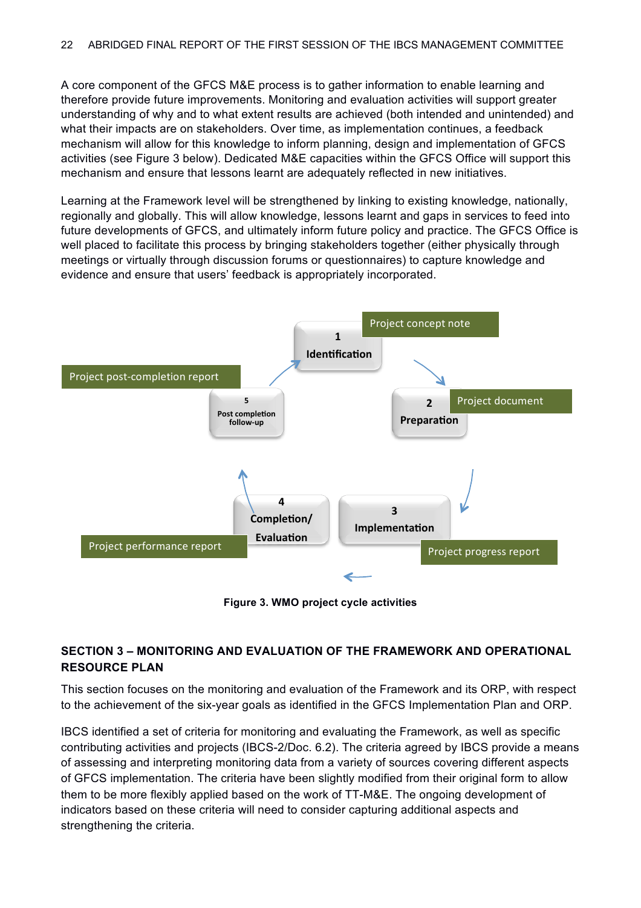A core component of the GFCS M&E process is to gather information to enable learning and therefore provide future improvements. Monitoring and evaluation activities will support greater understanding of why and to what extent results are achieved (both intended and unintended) and what their impacts are on stakeholders. Over time, as implementation continues, a feedback mechanism will allow for this knowledge to inform planning, design and implementation of GFCS activities (see Figure 3 below). Dedicated M&E capacities within the GFCS Office will support this mechanism and ensure that lessons learnt are adequately reflected in new initiatives.

Learning at the Framework level will be strengthened by linking to existing knowledge, nationally, regionally and globally. This will allow knowledge, lessons learnt and gaps in services to feed into future developments of GFCS, and ultimately inform future policy and practice. The GFCS Office is well placed to facilitate this process by bringing stakeholders together (either physically through meetings or virtually through discussion forums or questionnaires) to capture knowledge and evidence and ensure that users' feedback is appropriately incorporated.

1 Identification — Project concept note

2 Preparation — Project document

3 Implementation — Project progress report

4 Completion/ Evaluation — Project performance report

5 Post completion follow-up — Project post-completion report

**Figure 3. WMO project cycle activities**

## SECTION 3 – MONITORING AND EVALUATION OF THE FRAMEWORK AND OPERATIONAL RESOURCE PLAN

This section focuses on the monitoring and evaluation of the Framework and its ORP, with respect to the achievement of the six-year goals as identified in the GFCS Implementation Plan and ORP.

IBCS identified a set of criteria for monitoring and evaluating the Framework, as well as specific contributing activities and projects (IBCS-2/Doc. 6.2). The criteria agreed by IBCS provide a means of assessing and interpreting monitoring data from a variety of sources covering different aspects of GFCS implementation. The criteria have been slightly modified from their original form to allow them to be more flexibly applied based on the work of TT-M&E. The ongoing development of indicators based on these criteria will need to consider capturing additional aspects and strengthening the criteria.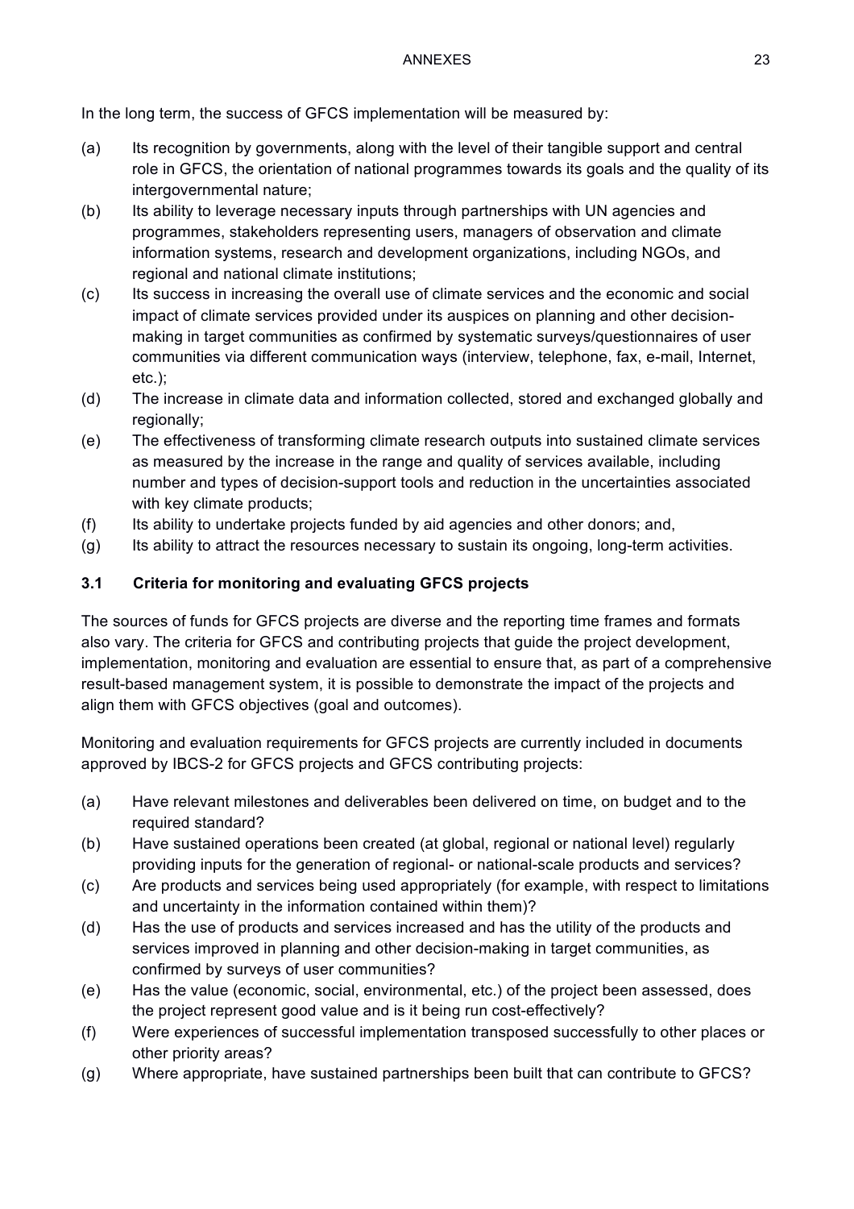In the long term, the success of GFCS implementation will be measured by:

(a) Its recognition by governments, along with the level of their tangible support and central role in GFCS, the orientation of national programmes towards its goals and the quality of its intergovernmental nature;

(b) Its ability to leverage necessary inputs through partnerships with UN agencies and programmes, stakeholders representing users, managers of observation and climate information systems, research and development organizations, including NGOs, and regional and national climate institutions;

(c) Its success in increasing the overall use of climate services and the economic and social impact of climate services provided under its auspices on planning and other decision-making in target communities as confirmed by systematic surveys/questionnaires of user communities via different communication ways (interview, telephone, fax, e-mail, Internet, etc.);

(d) The increase in climate data and information collected, stored and exchanged globally and regionally;

(e) The effectiveness of transforming climate research outputs into sustained climate services as measured by the increase in the range and quality of services available, including number and types of decision-support tools and reduction in the uncertainties associated with key climate products;

(f) Its ability to undertake projects funded by aid agencies and other donors; and,

(g) Its ability to attract the resources necessary to sustain its ongoing, long-term activities.

### 3.1 Criteria for monitoring and evaluating GFCS projects

The sources of funds for GFCS projects are diverse and the reporting time frames and formats also vary. The criteria for GFCS and contributing projects that guide the project development, implementation, monitoring and evaluation are essential to ensure that, as part of a comprehensive result-based management system, it is possible to demonstrate the impact of the projects and align them with GFCS objectives (goal and outcomes).

Monitoring and evaluation requirements for GFCS projects are currently included in documents approved by IBCS-2 for GFCS projects and GFCS contributing projects:

(a) Have relevant milestones and deliverables been delivered on time, on budget and to the required standard?

(b) Have sustained operations been created (at global, regional or national level) regularly providing inputs for the generation of regional- or national-scale products and services?

(c) Are products and services being used appropriately (for example, with respect to limitations and uncertainty in the information contained within them)?

(d) Has the use of products and services increased and has the utility of the products and services improved in planning and other decision-making in target communities, as confirmed by surveys of user communities?

(e) Has the value (economic, social, environmental, etc.) of the project been assessed, does the project represent good value and is it being run cost-effectively?

(f) Were experiences of successful implementation transposed successfully to other places or other priority areas?

(g) Where appropriate, have sustained partnerships been built that can contribute to GFCS?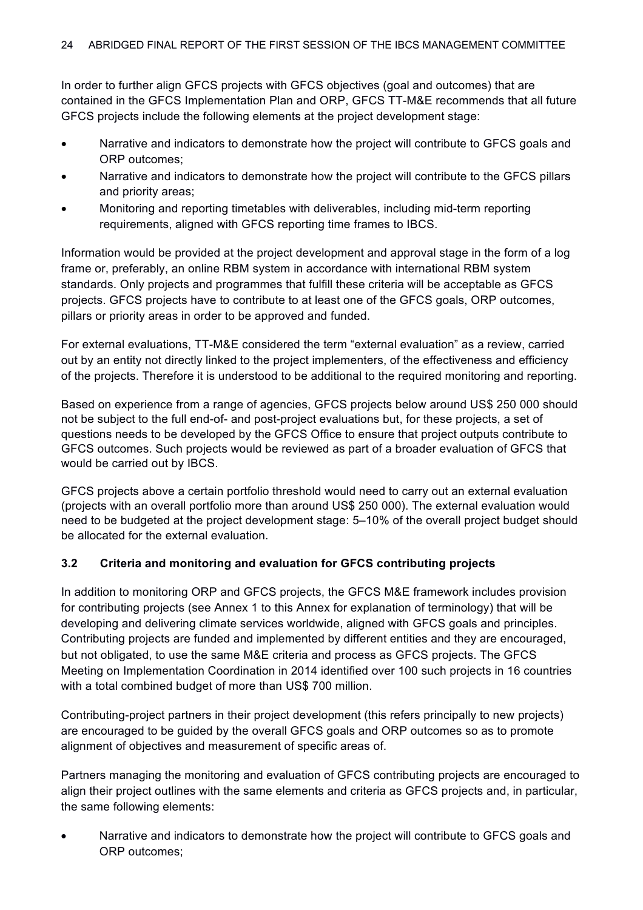In order to further align GFCS projects with GFCS objectives (goal and outcomes) that are contained in the GFCS Implementation Plan and ORP, GFCS TT-M&E recommends that all future GFCS projects include the following elements at the project development stage:

- Narrative and indicators to demonstrate how the project will contribute to GFCS goals and ORP outcomes;
- Narrative and indicators to demonstrate how the project will contribute to the GFCS pillars and priority areas;
- Monitoring and reporting timetables with deliverables, including mid-term reporting requirements, aligned with GFCS reporting time frames to IBCS.

Information would be provided at the project development and approval stage in the form of a log frame or, preferably, an online RBM system in accordance with international RBM system standards. Only projects and programmes that fulfill these criteria will be acceptable as GFCS projects. GFCS projects have to contribute to at least one of the GFCS goals, ORP outcomes, pillars or priority areas in order to be approved and funded.

For external evaluations, TT-M&E considered the term "external evaluation" as a review, carried out by an entity not directly linked to the project implementers, of the effectiveness and efficiency of the projects. Therefore it is understood to be additional to the required monitoring and reporting.

Based on experience from a range of agencies, GFCS projects below around US$ 250 000 should not be subject to the full end-of- and post-project evaluations but, for these projects, a set of questions needs to be developed by the GFCS Office to ensure that project outputs contribute to GFCS outcomes. Such projects would be reviewed as part of a broader evaluation of GFCS that would be carried out by IBCS.

GFCS projects above a certain portfolio threshold would need to carry out an external evaluation (projects with an overall portfolio more than around US$ 250 000). The external evaluation would need to be budgeted at the project development stage: 5–10% of the overall project budget should be allocated for the external evaluation.

### 3.2 Criteria and monitoring and evaluation for GFCS contributing projects

In addition to monitoring ORP and GFCS projects, the GFCS M&E framework includes provision for contributing projects (see Annex 1 to this Annex for explanation of terminology) that will be developing and delivering climate services worldwide, aligned with GFCS goals and principles. Contributing projects are funded and implemented by different entities and they are encouraged, but not obligated, to use the same M&E criteria and process as GFCS projects. The GFCS Meeting on Implementation Coordination in 2014 identified over 100 such projects in 16 countries with a total combined budget of more than US$ 700 million.

Contributing-project partners in their project development (this refers principally to new projects) are encouraged to be guided by the overall GFCS goals and ORP outcomes so as to promote alignment of objectives and measurement of specific areas of.

Partners managing the monitoring and evaluation of GFCS contributing projects are encouraged to align their project outlines with the same elements and criteria as GFCS projects and, in particular, the same following elements:

- Narrative and indicators to demonstrate how the project will contribute to GFCS goals and ORP outcomes;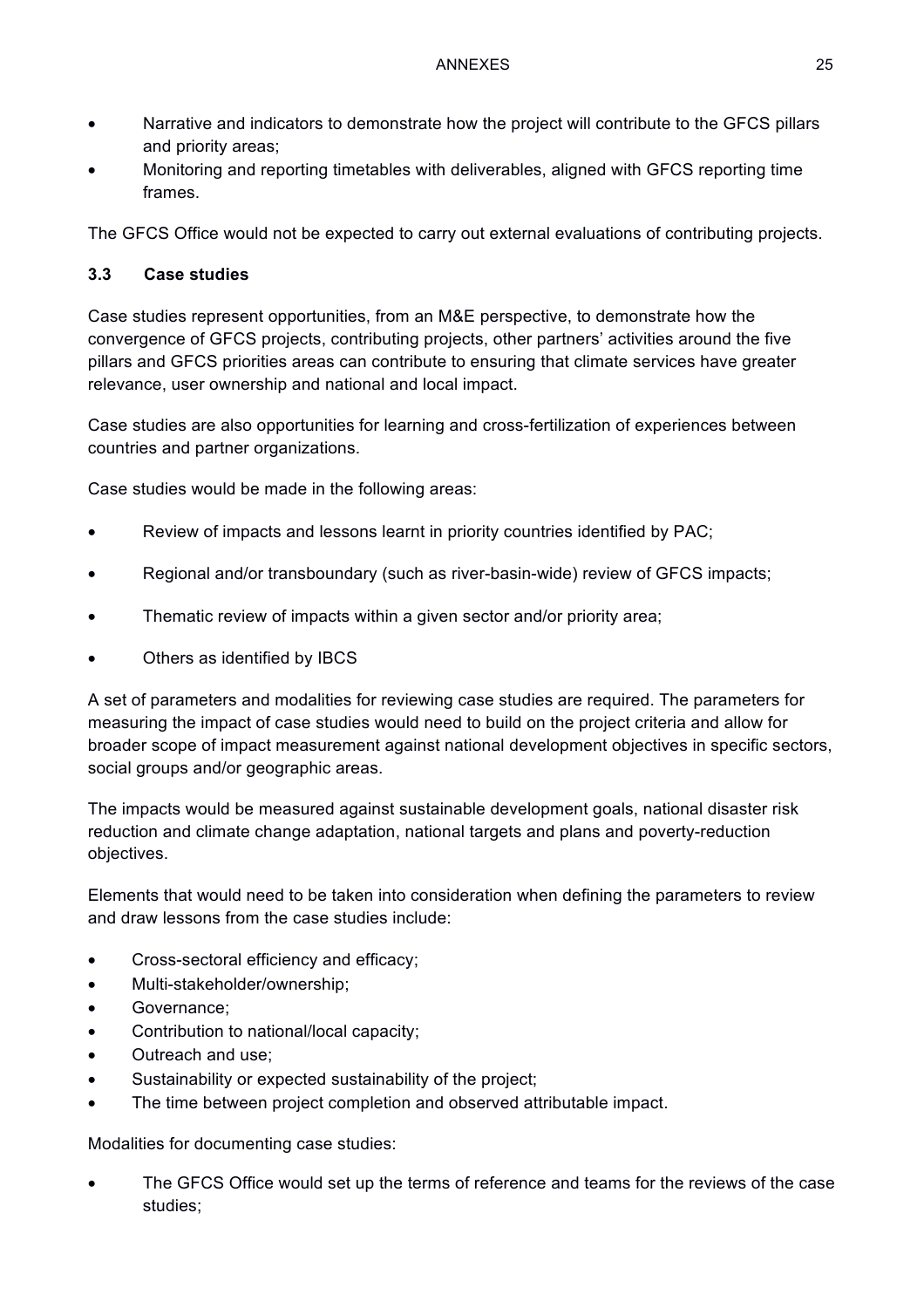- Narrative and indicators to demonstrate how the project will contribute to the GFCS pillars and priority areas;
- Monitoring and reporting timetables with deliverables, aligned with GFCS reporting time frames.

The GFCS Office would not be expected to carry out external evaluations of contributing projects.

### 3.3 Case studies

Case studies represent opportunities, from an M&E perspective, to demonstrate how the convergence of GFCS projects, contributing projects, other partners' activities around the five pillars and GFCS priorities areas can contribute to ensuring that climate services have greater relevance, user ownership and national and local impact.

Case studies are also opportunities for learning and cross-fertilization of experiences between countries and partner organizations.

Case studies would be made in the following areas:

- Review of impacts and lessons learnt in priority countries identified by PAC;
- Regional and/or transboundary (such as river-basin-wide) review of GFCS impacts;
- Thematic review of impacts within a given sector and/or priority area;
- Others as identified by IBCS

A set of parameters and modalities for reviewing case studies are required. The parameters for measuring the impact of case studies would need to build on the project criteria and allow for broader scope of impact measurement against national development objectives in specific sectors, social groups and/or geographic areas.

The impacts would be measured against sustainable development goals, national disaster risk reduction and climate change adaptation, national targets and plans and poverty-reduction objectives.

Elements that would need to be taken into consideration when defining the parameters to review and draw lessons from the case studies include:

- Cross-sectoral efficiency and efficacy;
- Multi-stakeholder/ownership;
- Governance;
- Contribution to national/local capacity;
- Outreach and use;
- Sustainability or expected sustainability of the project;
- The time between project completion and observed attributable impact.

Modalities for documenting case studies:

- The GFCS Office would set up the terms of reference and teams for the reviews of the case studies;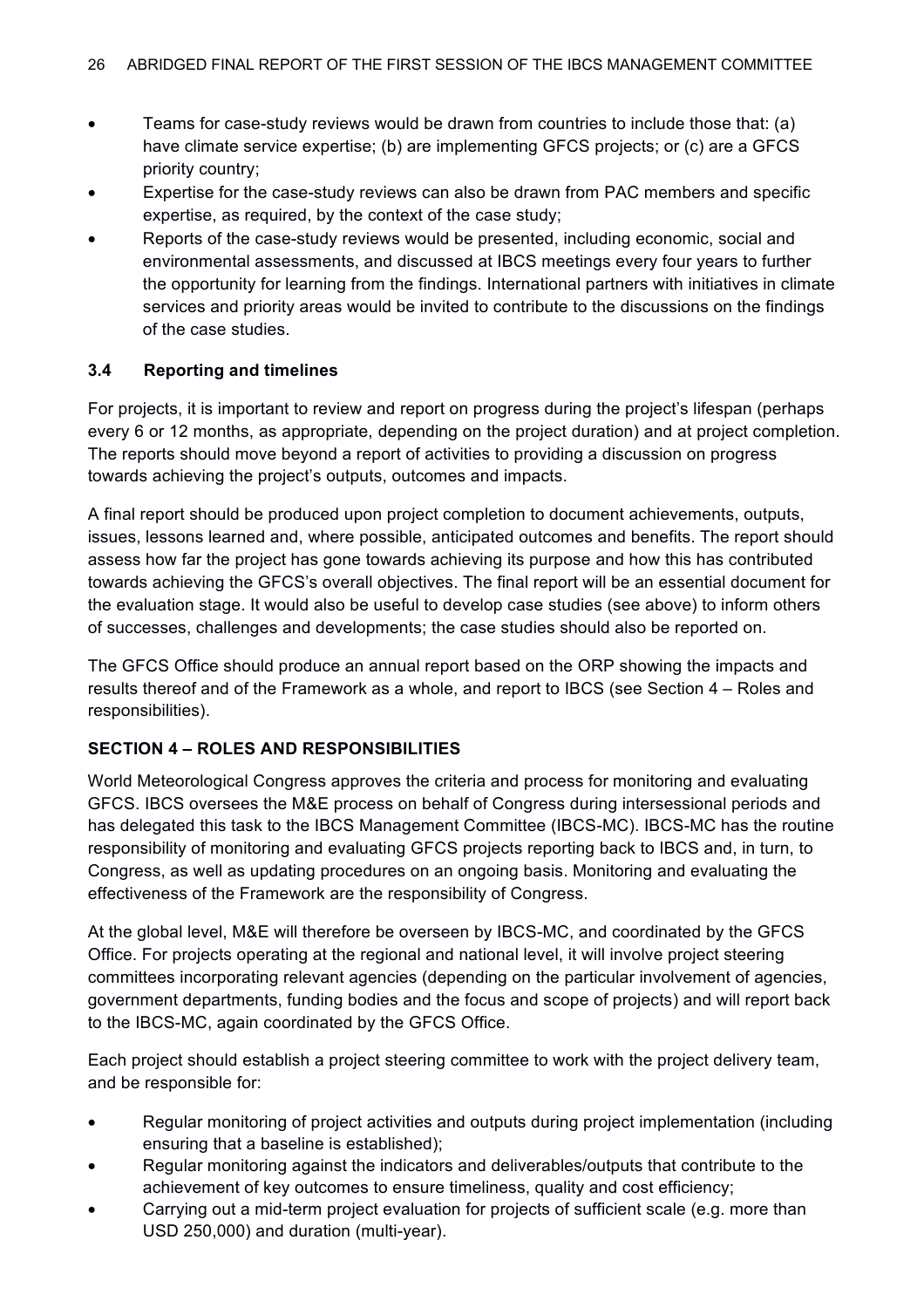- Teams for case-study reviews would be drawn from countries to include those that: (a) have climate service expertise; (b) are implementing GFCS projects; or (c) are a GFCS priority country;
- Expertise for the case-study reviews can also be drawn from PAC members and specific expertise, as required, by the context of the case study;
- Reports of the case-study reviews would be presented, including economic, social and environmental assessments, and discussed at IBCS meetings every four years to further the opportunity for learning from the findings. International partners with initiatives in climate services and priority areas would be invited to contribute to the discussions on the findings of the case studies.

### 3.4 Reporting and timelines

For projects, it is important to review and report on progress during the project's lifespan (perhaps every 6 or 12 months, as appropriate, depending on the project duration) and at project completion. The reports should move beyond a report of activities to providing a discussion on progress towards achieving the project's outputs, outcomes and impacts.

A final report should be produced upon project completion to document achievements, outputs, issues, lessons learned and, where possible, anticipated outcomes and benefits. The report should assess how far the project has gone towards achieving its purpose and how this has contributed towards achieving the GFCS's overall objectives. The final report will be an essential document for the evaluation stage. It would also be useful to develop case studies (see above) to inform others of successes, challenges and developments; the case studies should also be reported on.

The GFCS Office should produce an annual report based on the ORP showing the impacts and results thereof and of the Framework as a whole, and report to IBCS (see Section 4 – Roles and responsibilities).

## SECTION 4 – ROLES AND RESPONSIBILITIES

World Meteorological Congress approves the criteria and process for monitoring and evaluating GFCS. IBCS oversees the M&E process on behalf of Congress during intersessional periods and has delegated this task to the IBCS Management Committee (IBCS-MC). IBCS-MC has the routine responsibility of monitoring and evaluating GFCS projects reporting back to IBCS and, in turn, to Congress, as well as updating procedures on an ongoing basis. Monitoring and evaluating the effectiveness of the Framework are the responsibility of Congress.

At the global level, M&E will therefore be overseen by IBCS-MC, and coordinated by the GFCS Office. For projects operating at the regional and national level, it will involve project steering committees incorporating relevant agencies (depending on the particular involvement of agencies, government departments, funding bodies and the focus and scope of projects) and will report back to the IBCS-MC, again coordinated by the GFCS Office.

Each project should establish a project steering committee to work with the project delivery team, and be responsible for:

- Regular monitoring of project activities and outputs during project implementation (including ensuring that a baseline is established);
- Regular monitoring against the indicators and deliverables/outputs that contribute to the achievement of key outcomes to ensure timeliness, quality and cost efficiency;
- Carrying out a mid-term project evaluation for projects of sufficient scale (e.g. more than USD 250,000) and duration (multi-year).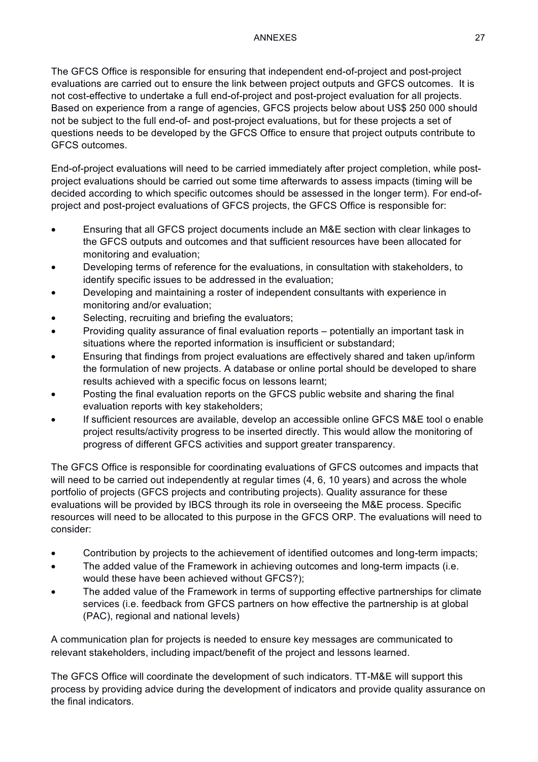The GFCS Office is responsible for ensuring that independent end-of-project and post-project evaluations are carried out to ensure the link between project outputs and GFCS outcomes. It is not cost-effective to undertake a full end-of-project and post-project evaluation for all projects. Based on experience from a range of agencies, GFCS projects below about US$ 250 000 should not be subject to the full end-of- and post-project evaluations, but for these projects a set of questions needs to be developed by the GFCS Office to ensure that project outputs contribute to GFCS outcomes.

End-of-project evaluations will need to be carried immediately after project completion, while post-project evaluations should be carried out some time afterwards to assess impacts (timing will be decided according to which specific outcomes should be assessed in the longer term). For end-of-project and post-project evaluations of GFCS projects, the GFCS Office is responsible for:

- Ensuring that all GFCS project documents include an M&E section with clear linkages to the GFCS outputs and outcomes and that sufficient resources have been allocated for monitoring and evaluation;
- Developing terms of reference for the evaluations, in consultation with stakeholders, to identify specific issues to be addressed in the evaluation;
- Developing and maintaining a roster of independent consultants with experience in monitoring and/or evaluation;
- Selecting, recruiting and briefing the evaluators;
- Providing quality assurance of final evaluation reports – potentially an important task in situations where the reported information is insufficient or substandard;
- Ensuring that findings from project evaluations are effectively shared and taken up/inform the formulation of new projects. A database or online portal should be developed to share results achieved with a specific focus on lessons learnt;
- Posting the final evaluation reports on the GFCS public website and sharing the final evaluation reports with key stakeholders;
- If sufficient resources are available, develop an accessible online GFCS M&E tool o enable project results/activity progress to be inserted directly. This would allow the monitoring of progress of different GFCS activities and support greater transparency.

The GFCS Office is responsible for coordinating evaluations of GFCS outcomes and impacts that will need to be carried out independently at regular times (4, 6, 10 years) and across the whole portfolio of projects (GFCS projects and contributing projects). Quality assurance for these evaluations will be provided by IBCS through its role in overseeing the M&E process. Specific resources will need to be allocated to this purpose in the GFCS ORP. The evaluations will need to consider:

- Contribution by projects to the achievement of identified outcomes and long-term impacts;
- The added value of the Framework in achieving outcomes and long-term impacts (i.e. would these have been achieved without GFCS?);
- The added value of the Framework in terms of supporting effective partnerships for climate services (i.e. feedback from GFCS partners on how effective the partnership is at global (PAC), regional and national levels)

A communication plan for projects is needed to ensure key messages are communicated to relevant stakeholders, including impact/benefit of the project and lessons learned.

The GFCS Office will coordinate the development of such indicators. TT-M&E will support this process by providing advice during the development of indicators and provide quality assurance on the final indicators.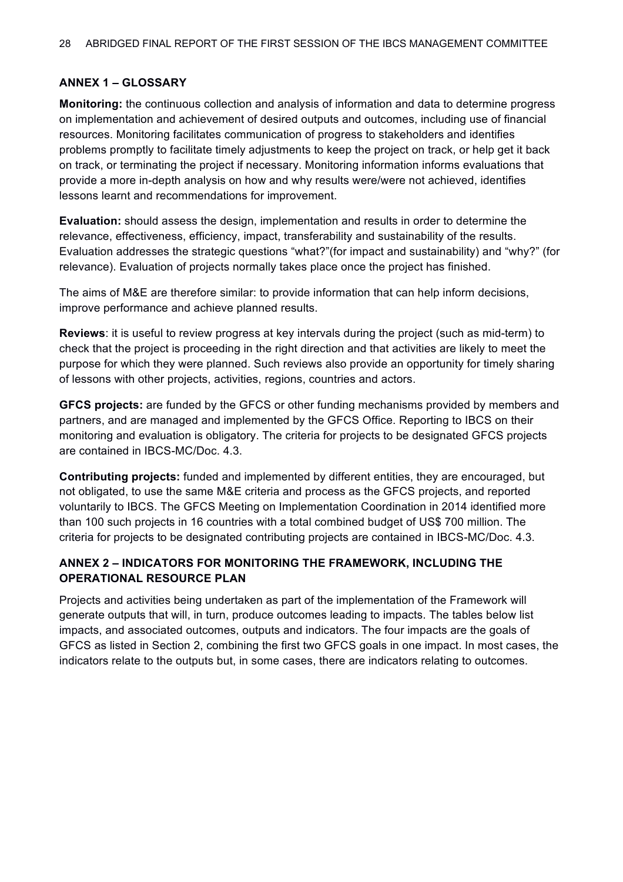## ANNEX 1 – GLOSSARY

**Monitoring:** the continuous collection and analysis of information and data to determine progress on implementation and achievement of desired outputs and outcomes, including use of financial resources. Monitoring facilitates communication of progress to stakeholders and identifies problems promptly to facilitate timely adjustments to keep the project on track, or help get it back on track, or terminating the project if necessary. Monitoring information informs evaluations that provide a more in-depth analysis on how and why results were/were not achieved, identifies lessons learnt and recommendations for improvement.

**Evaluation:** should assess the design, implementation and results in order to determine the relevance, effectiveness, efficiency, impact, transferability and sustainability of the results. Evaluation addresses the strategic questions "what?"(for impact and sustainability) and "why?" (for relevance). Evaluation of projects normally takes place once the project has finished.

The aims of M&E are therefore similar: to provide information that can help inform decisions, improve performance and achieve planned results.

**Reviews**: it is useful to review progress at key intervals during the project (such as mid-term) to check that the project is proceeding in the right direction and that activities are likely to meet the purpose for which they were planned. Such reviews also provide an opportunity for timely sharing of lessons with other projects, activities, regions, countries and actors.

**GFCS projects:** are funded by the GFCS or other funding mechanisms provided by members and partners, and are managed and implemented by the GFCS Office. Reporting to IBCS on their monitoring and evaluation is obligatory. The criteria for projects to be designated GFCS projects are contained in IBCS-MC/Doc. 4.3.

**Contributing projects:** funded and implemented by different entities, they are encouraged, but not obligated, to use the same M&E criteria and process as the GFCS projects, and reported voluntarily to IBCS. The GFCS Meeting on Implementation Coordination in 2014 identified more than 100 such projects in 16 countries with a total combined budget of US$ 700 million. The criteria for projects to be designated contributing projects are contained in IBCS-MC/Doc. 4.3.

## ANNEX 2 – INDICATORS FOR MONITORING THE FRAMEWORK, INCLUDING THE OPERATIONAL RESOURCE PLAN

Projects and activities being undertaken as part of the implementation of the Framework will generate outputs that will, in turn, produce outcomes leading to impacts. The tables below list impacts, and associated outcomes, outputs and indicators. The four impacts are the goals of GFCS as listed in Section 2, combining the first two GFCS goals in one impact. In most cases, the indicators relate to the outputs but, in some cases, there are indicators relating to outcomes.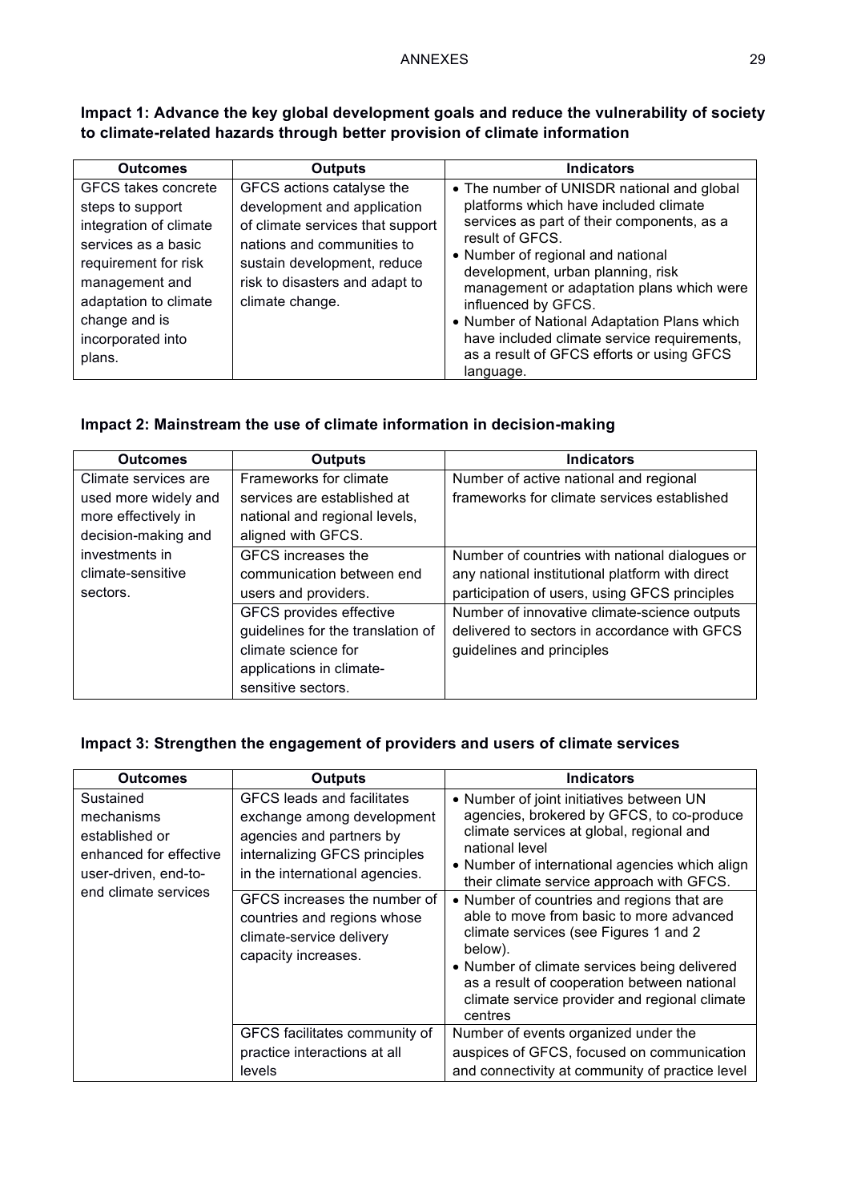**Impact 1: Advance the key global development goals and reduce the vulnerability of society to climate-related hazards through better provision of climate information**

| Outcomes | Outputs | Indicators |
| --- | --- | --- |
| GFCS takes concrete steps to support integration of climate services as a basic requirement for risk management and adaptation to climate change and is incorporated into plans. | GFCS actions catalyse the development and application of climate services that support nations and communities to sustain development, reduce risk to disasters and adapt to climate change. | • The number of UNISDR national and global platforms which have included climate services as part of their components, as a result of GFCS.<br>• Number of regional and national development, urban planning, risk management or adaptation plans which were influenced by GFCS.<br>• Number of National Adaptation Plans which have included climate service requirements, as a result of GFCS efforts or using GFCS language. |

**Impact 2: Mainstream the use of climate information in decision-making**

| Outcomes | Outputs | Indicators |
| --- | --- | --- |
| Climate services are used more widely and more effectively in decision-making and investments in climate-sensitive sectors. | Frameworks for climate services are established at national and regional levels, aligned with GFCS. | Number of active national and regional frameworks for climate services established |
| | GFCS increases the communication between end users and providers. | Number of countries with national dialogues or any national institutional platform with direct participation of users, using GFCS principles |
| | GFCS provides effective guidelines for the translation of climate science for applications in climate-sensitive sectors. | Number of innovative climate-science outputs delivered to sectors in accordance with GFCS guidelines and principles |

**Impact 3: Strengthen the engagement of providers and users of climate services**

| Outcomes | Outputs | Indicators |
| --- | --- | --- |
| Sustained mechanisms established or enhanced for effective user-driven, end-to-end climate services | GFCS leads and facilitates exchange among development agencies and partners by internalizing GFCS principles in the international agencies. | • Number of joint initiatives between UN agencies, brokered by GFCS, to co-produce climate services at global, regional and national level<br>• Number of international agencies which align their climate service approach with GFCS. |
| | GFCS increases the number of countries and regions whose climate-service delivery capacity increases. | • Number of countries and regions that are able to move from basic to more advanced climate services (see Figures 1 and 2 below).<br>• Number of climate services being delivered as a result of cooperation between national climate service provider and regional climate centres |
| | GFCS facilitates community of practice interactions at all levels | Number of events organized under the auspices of GFCS, focused on communication and connectivity at community of practice level |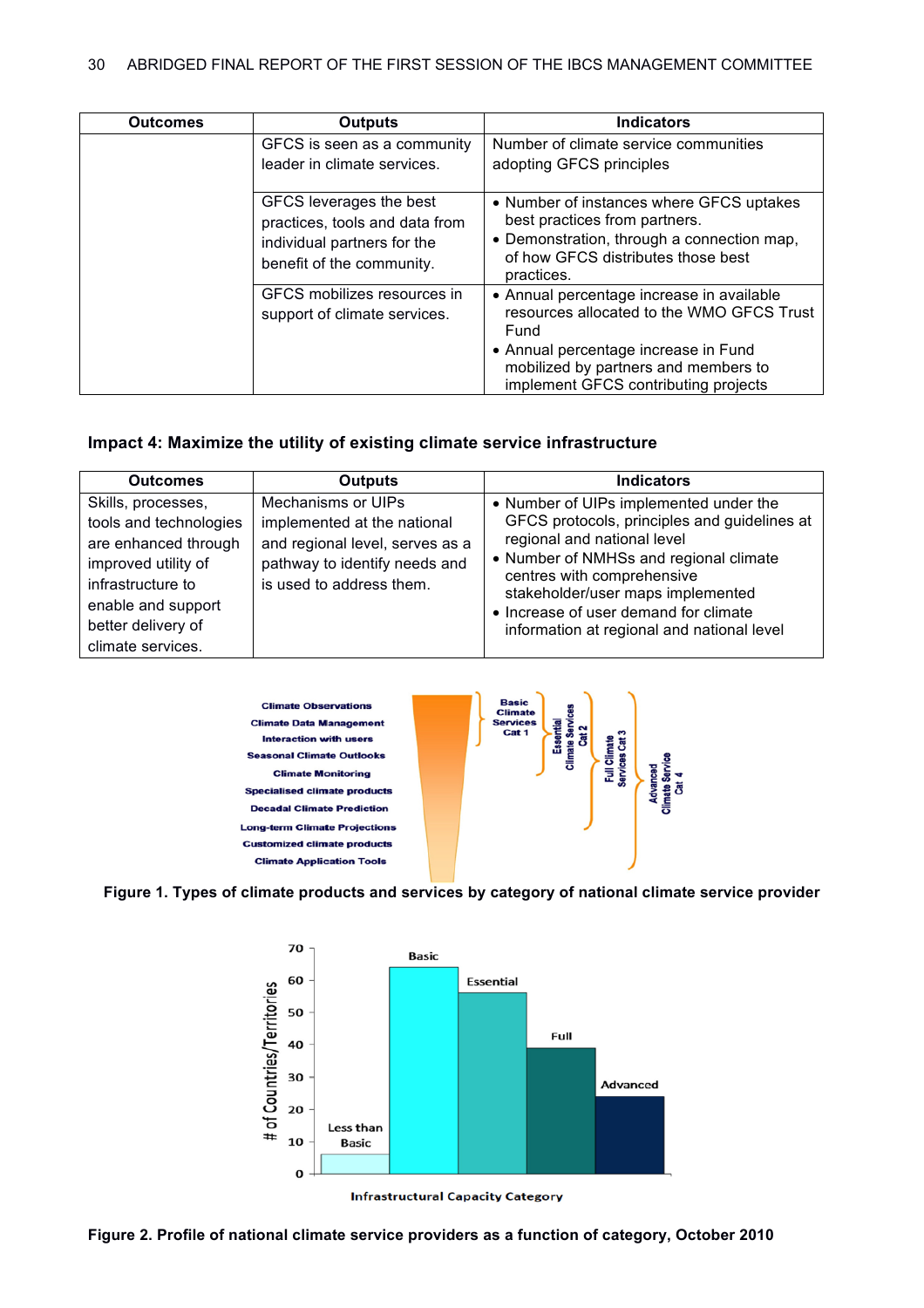| Outcomes | Outputs | Indicators |
|---|---|---|
| | GFCS is seen as a community leader in climate services. | Number of climate service communities adopting GFCS principles |
| | GFCS leverages the best practices, tools and data from individual partners for the benefit of the community. | • Number of instances where GFCS uptakes best practices from partners.<br>• Demonstration, through a connection map, of how GFCS distributes those best practices. |
| | GFCS mobilizes resources in support of climate services. | • Annual percentage increase in available resources allocated to the WMO GFCS Trust Fund<br>• Annual percentage increase in Fund mobilized by partners and members to implement GFCS contributing projects |

### Impact 4: Maximize the utility of existing climate service infrastructure

| Outcomes | Outputs | Indicators |
|---|---|---|
| Skills, processes, tools and technologies are enhanced through improved utility of infrastructure to enable and support better delivery of climate services. | Mechanisms or UIPs implemented at the national and regional level, serves as a pathway to identify needs and is used to address them. | • Number of UIPs implemented under the GFCS protocols, principles and guidelines at regional and national level<br>• Number of NMHSs and regional climate centres with comprehensive stakeholder/user maps implemented<br>• Increase of user demand for climate information at regional and national level |

**Figure 1. Types of climate products and services by category of national climate service provider**

**Figure 2. Profile of national climate service providers as a function of category, October 2010**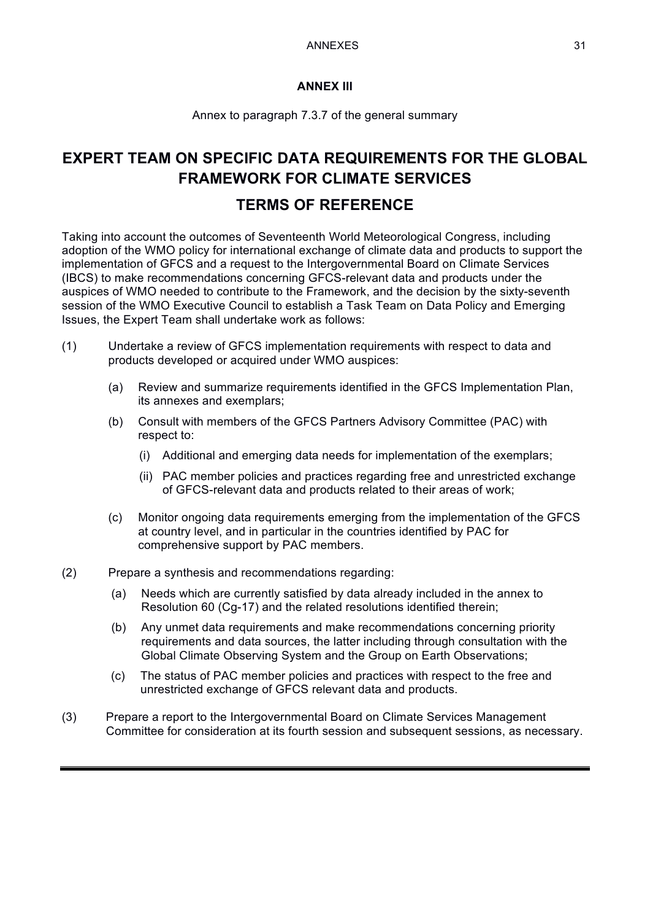**ANNEX III**

Annex to paragraph 7.3.7 of the general summary

# EXPERT TEAM ON SPECIFIC DATA REQUIREMENTS FOR THE GLOBAL FRAMEWORK FOR CLIMATE SERVICES

## TERMS OF REFERENCE

Taking into account the outcomes of Seventeenth World Meteorological Congress, including adoption of the WMO policy for international exchange of climate data and products to support the implementation of GFCS and a request to the Intergovernmental Board on Climate Services (IBCS) to make recommendations concerning GFCS-relevant data and products under the auspices of WMO needed to contribute to the Framework, and the decision by the sixty-seventh session of the WMO Executive Council to establish a Task Team on Data Policy and Emerging Issues, the Expert Team shall undertake work as follows:

(1) Undertake a review of GFCS implementation requirements with respect to data and products developed or acquired under WMO auspices:

   (a) Review and summarize requirements identified in the GFCS Implementation Plan, its annexes and exemplars;

   (b) Consult with members of the GFCS Partners Advisory Committee (PAC) with respect to:

      (i) Additional and emerging data needs for implementation of the exemplars;

      (ii) PAC member policies and practices regarding free and unrestricted exchange of GFCS-relevant data and products related to their areas of work;

   (c) Monitor ongoing data requirements emerging from the implementation of the GFCS at country level, and in particular in the countries identified by PAC for comprehensive support by PAC members.

(2) Prepare a synthesis and recommendations regarding:

   (a) Needs which are currently satisfied by data already included in the annex to Resolution 60 (Cg-17) and the related resolutions identified therein;

   (b) Any unmet data requirements and make recommendations concerning priority requirements and data sources, the latter including through consultation with the Global Climate Observing System and the Group on Earth Observations;

   (c) The status of PAC member policies and practices with respect to the free and unrestricted exchange of GFCS relevant data and products.

(3) Prepare a report to the Intergovernmental Board on Climate Services Management Committee for consideration at its fourth session and subsequent sessions, as necessary.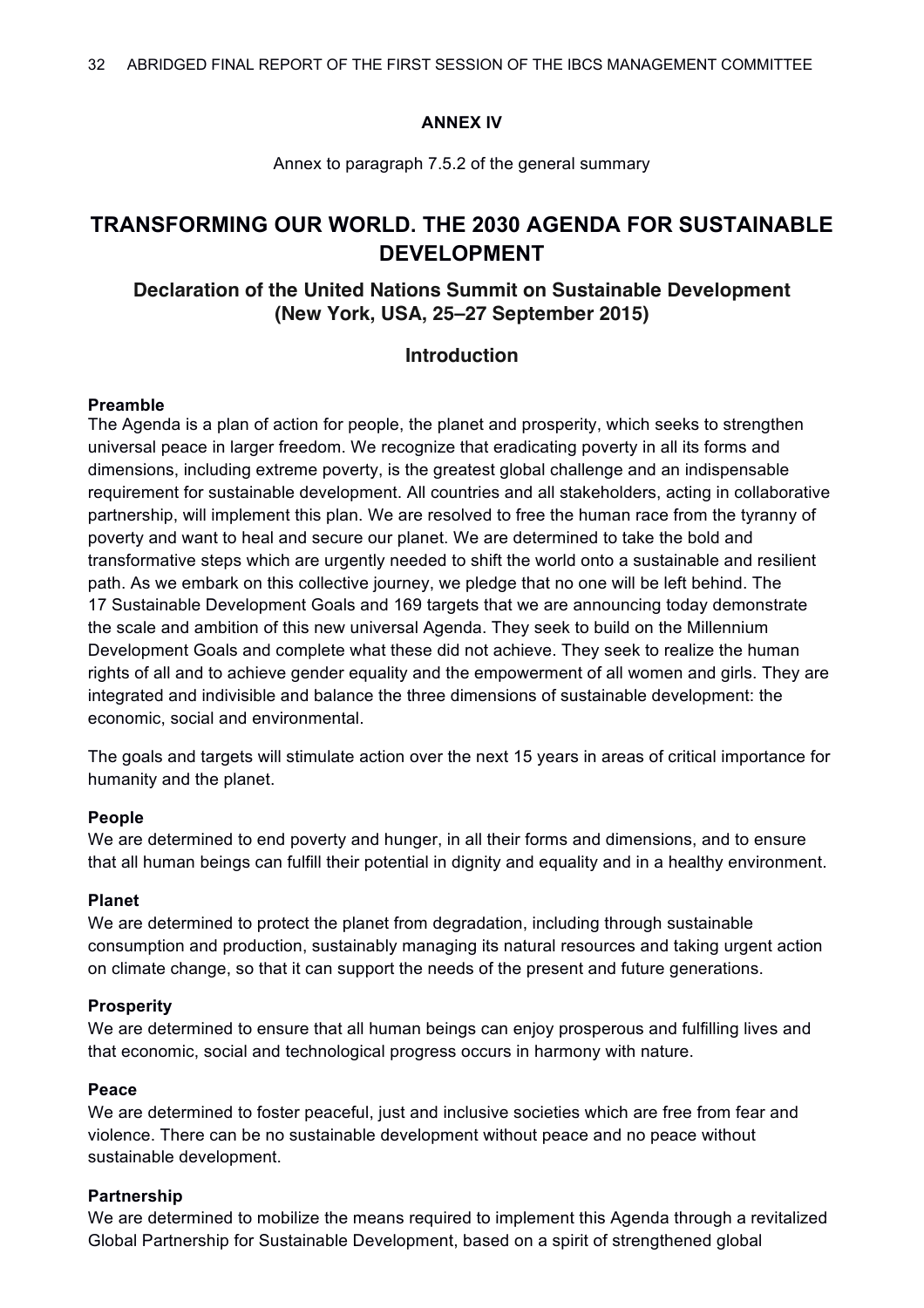## ANNEX IV

Annex to paragraph 7.5.2 of the general summary

# TRANSFORMING OUR WORLD. THE 2030 AGENDA FOR SUSTAINABLE DEVELOPMENT

## Declaration of the United Nations Summit on Sustainable Development (New York, USA, 25–27 September 2015)

## Introduction

**Preamble**

The Agenda is a plan of action for people, the planet and prosperity, which seeks to strengthen universal peace in larger freedom. We recognize that eradicating poverty in all its forms and dimensions, including extreme poverty, is the greatest global challenge and an indispensable requirement for sustainable development. All countries and all stakeholders, acting in collaborative partnership, will implement this plan. We are resolved to free the human race from the tyranny of poverty and want to heal and secure our planet. We are determined to take the bold and transformative steps which are urgently needed to shift the world onto a sustainable and resilient path. As we embark on this collective journey, we pledge that no one will be left behind. The 17 Sustainable Development Goals and 169 targets that we are announcing today demonstrate the scale and ambition of this new universal Agenda. They seek to build on the Millennium Development Goals and complete what these did not achieve. They seek to realize the human rights of all and to achieve gender equality and the empowerment of all women and girls. They are integrated and indivisible and balance the three dimensions of sustainable development: the economic, social and environmental.

The goals and targets will stimulate action over the next 15 years in areas of critical importance for humanity and the planet.

**People**

We are determined to end poverty and hunger, in all their forms and dimensions, and to ensure that all human beings can fulfill their potential in dignity and equality and in a healthy environment.

**Planet**

We are determined to protect the planet from degradation, including through sustainable consumption and production, sustainably managing its natural resources and taking urgent action on climate change, so that it can support the needs of the present and future generations.

**Prosperity**

We are determined to ensure that all human beings can enjoy prosperous and fulfilling lives and that economic, social and technological progress occurs in harmony with nature.

**Peace**

We are determined to foster peaceful, just and inclusive societies which are free from fear and violence. There can be no sustainable development without peace and no peace without sustainable development.

**Partnership**

We are determined to mobilize the means required to implement this Agenda through a revitalized Global Partnership for Sustainable Development, based on a spirit of strengthened global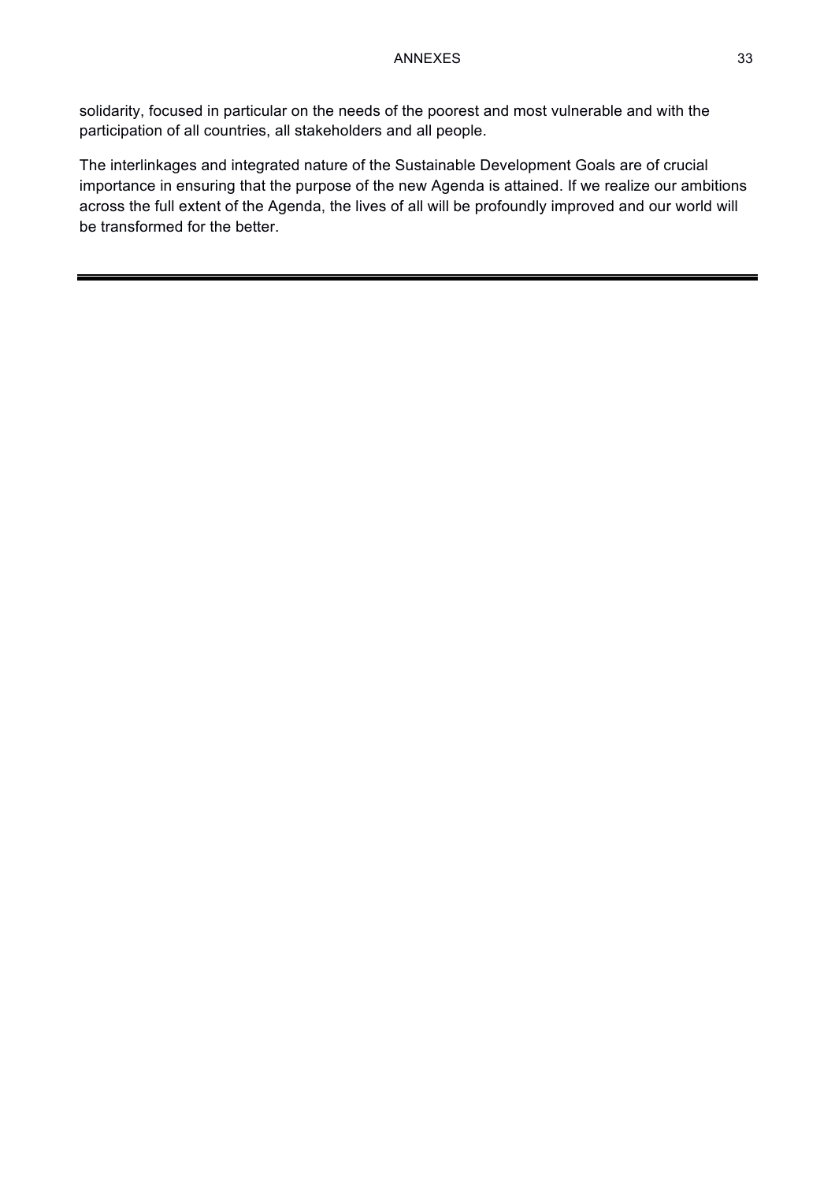solidarity, focused in particular on the needs of the poorest and most vulnerable and with the participation of all countries, all stakeholders and all people.

The interlinkages and integrated nature of the Sustainable Development Goals are of crucial importance in ensuring that the purpose of the new Agenda is attained. If we realize our ambitions across the full extent of the Agenda, the lives of all will be profoundly improved and our world will be transformed for the better.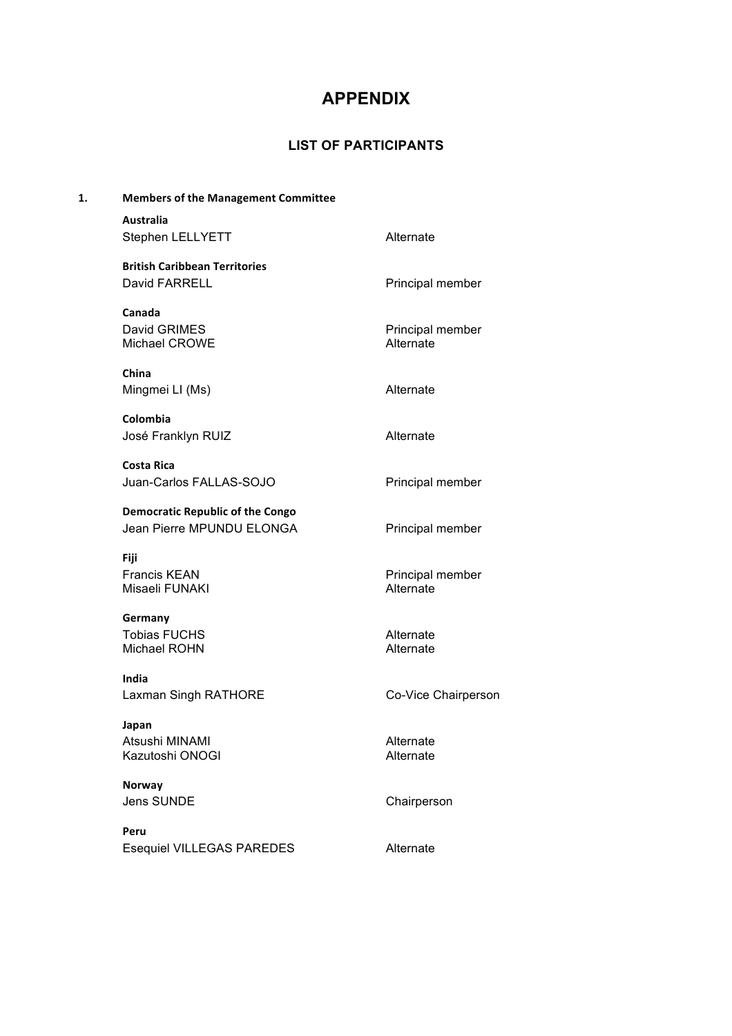# APPENDIX

## LIST OF PARTICIPANTS

**1. Members of the Management Committee**

| | |
|---|---|
| **Australia** | |
| Stephen LELLYETT | Alternate |
| **British Caribbean Territories** | |
| David FARRELL | Principal member |
| **Canada** | |
| David GRIMES | Principal member |
| Michael CROWE | Alternate |
| **China** | |
| Mingmei LI (Ms) | Alternate |
| **Colombia** | |
| José Franklyn RUIZ | Alternate |
| **Costa Rica** | |
| Juan-Carlos FALLAS-SOJO | Principal member |
| **Democratic Republic of the Congo** | |
| Jean Pierre MPUNDU ELONGA | Principal member |
| **Fiji** | |
| Francis KEAN | Principal member |
| Misaeli FUNAKI | Alternate |
| **Germany** | |
| Tobias FUCHS | Alternate |
| Michael ROHN | Alternate |
| **India** | |
| Laxman Singh RATHORE | Co-Vice Chairperson |
| **Japan** | |
| Atsushi MINAMI | Alternate |
| Kazutoshi ONOGI | Alternate |
| **Norway** | |
| Jens SUNDE | Chairperson |
| **Peru** | |
| Esequiel VILLEGAS PAREDES | Alternate |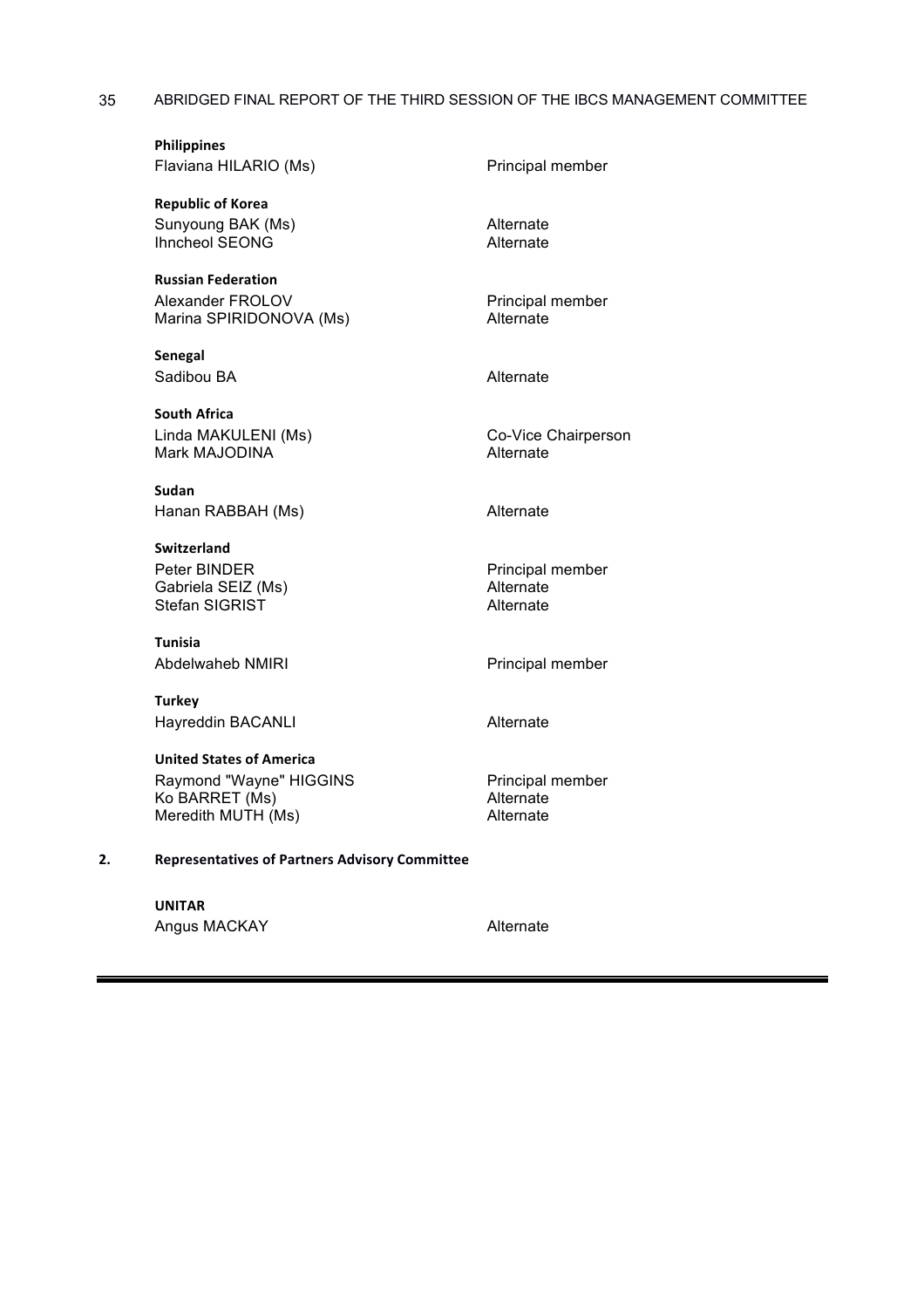**Philippines**

| | |
|---|---|
| Flaviana HILARIO (Ms) | Principal member |

**Republic of Korea**

| | |
|---|---|
| Sunyoung BAK (Ms) | Alternate |
| Ihncheol SEONG | Alternate |

**Russian Federation**

| | |
|---|---|
| Alexander FROLOV | Principal member |
| Marina SPIRIDONOVA (Ms) | Alternate |

**Senegal**

| | |
|---|---|
| Sadibou BA | Alternate |

**South Africa**

| | |
|---|---|
| Linda MAKULENI (Ms) | Co-Vice Chairperson |
| Mark MAJODINA | Alternate |

**Sudan**

| | |
|---|---|
| Hanan RABBAH (Ms) | Alternate |

**Switzerland**

| | |
|---|---|
| Peter BINDER | Principal member |
| Gabriela SEIZ (Ms) | Alternate |
| Stefan SIGRIST | Alternate |

**Tunisia**

| | |
|---|---|
| Abdelwaheb NMIRI | Principal member |

**Turkey**

| | |
|---|---|
| Hayreddin BACANLI | Alternate |

**United States of America**

| | |
|---|---|
| Raymond "Wayne" HIGGINS | Principal member |
| Ko BARRET (Ms) | Alternate |
| Meredith MUTH (Ms) | Alternate |

## 2. Representatives of Partners Advisory Committee

**UNITAR**

| | |
|---|---|
| Angus MACKAY | Alternate |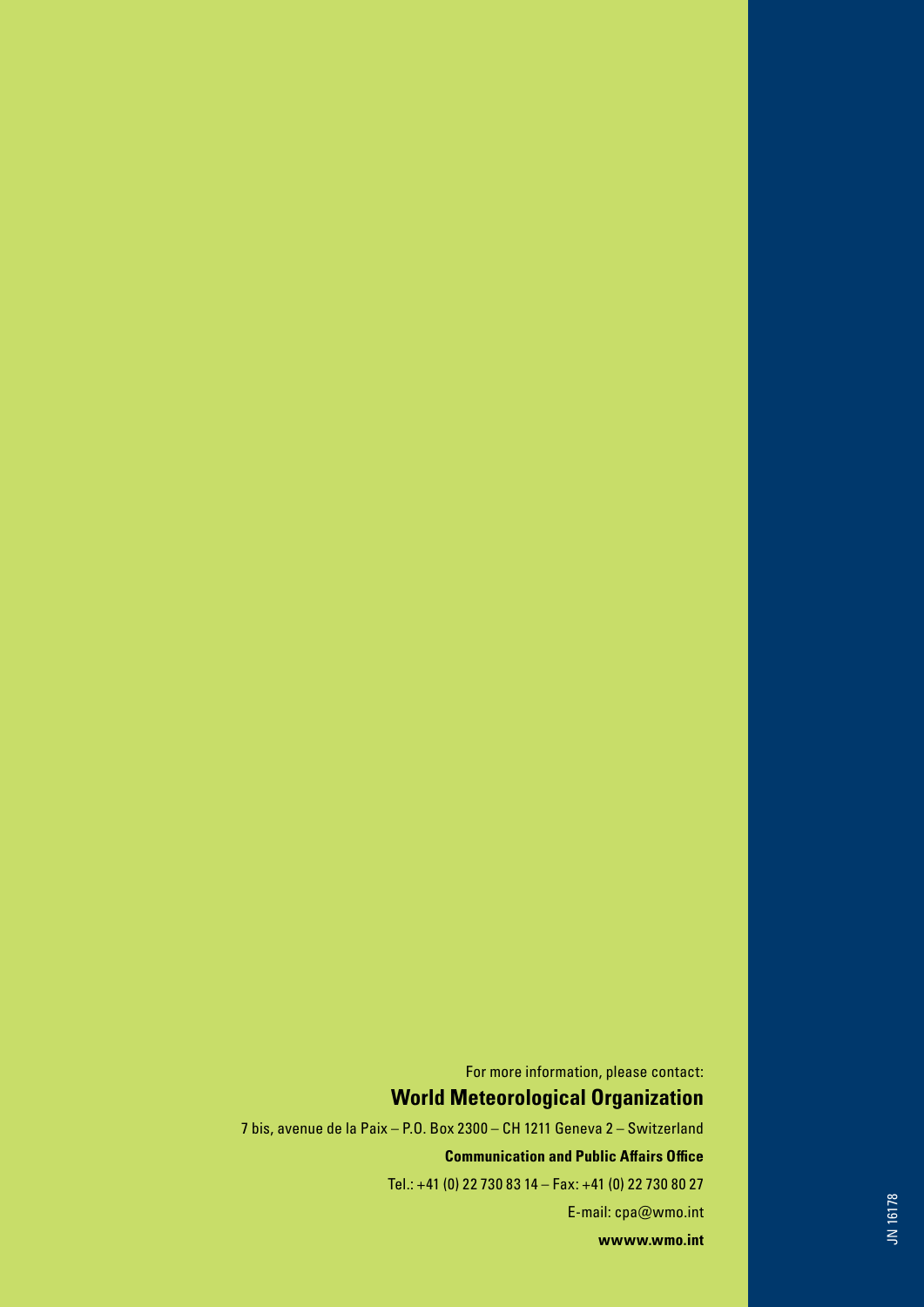For more information, please contact:

**World Meteorological Organization**

7 bis, avenue de la Paix – P.O. Box 2300 – CH 1211 Geneva 2 – Switzerland

**Communication and Public Affairs Office**

Tel.: +41 (0) 22 730 83 14 – Fax: +41 (0) 22 730 80 27

E-mail: cpa@wmo.int

**wwww.wmo.int**

JN 16178